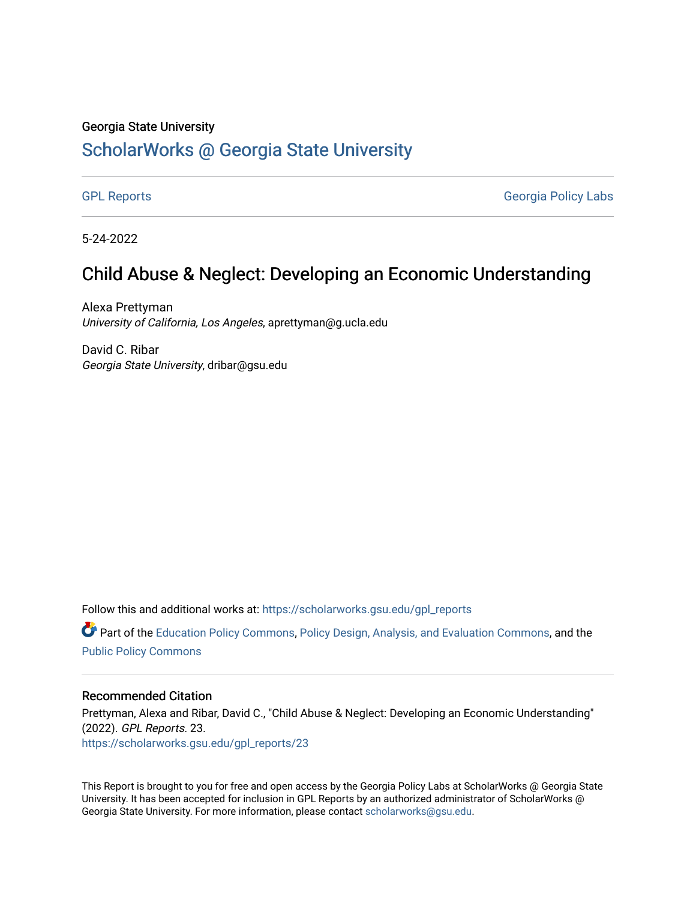Georgia State University

## ScholarWorks @ Georgia State University

GPL Reports                                                                                                        Georgia Policy Labs

5-24-2022

# Child Abuse & Neglect: Developing an Economic Understanding

Alexa Prettyman
*University of California, Los Angeles*, aprettyman@g.ucla.edu

David C. Ribar
*Georgia State University*, dribar@gsu.edu

Follow this and additional works at: https://scholarworks.gsu.edu/gpl_reports

Part of the Education Policy Commons, Policy Design, Analysis, and Evaluation Commons, and the Public Policy Commons

### Recommended Citation

Prettyman, Alexa and Ribar, David C., "Child Abuse & Neglect: Developing an Economic Understanding" (2022). *GPL Reports*. 23.
https://scholarworks.gsu.edu/gpl_reports/23

This Report is brought to you for free and open access by the Georgia Policy Labs at ScholarWorks @ Georgia State University. It has been accepted for inclusion in GPL Reports by an authorized administrator of ScholarWorks @ Georgia State University. For more information, please contact scholarworks@gsu.edu.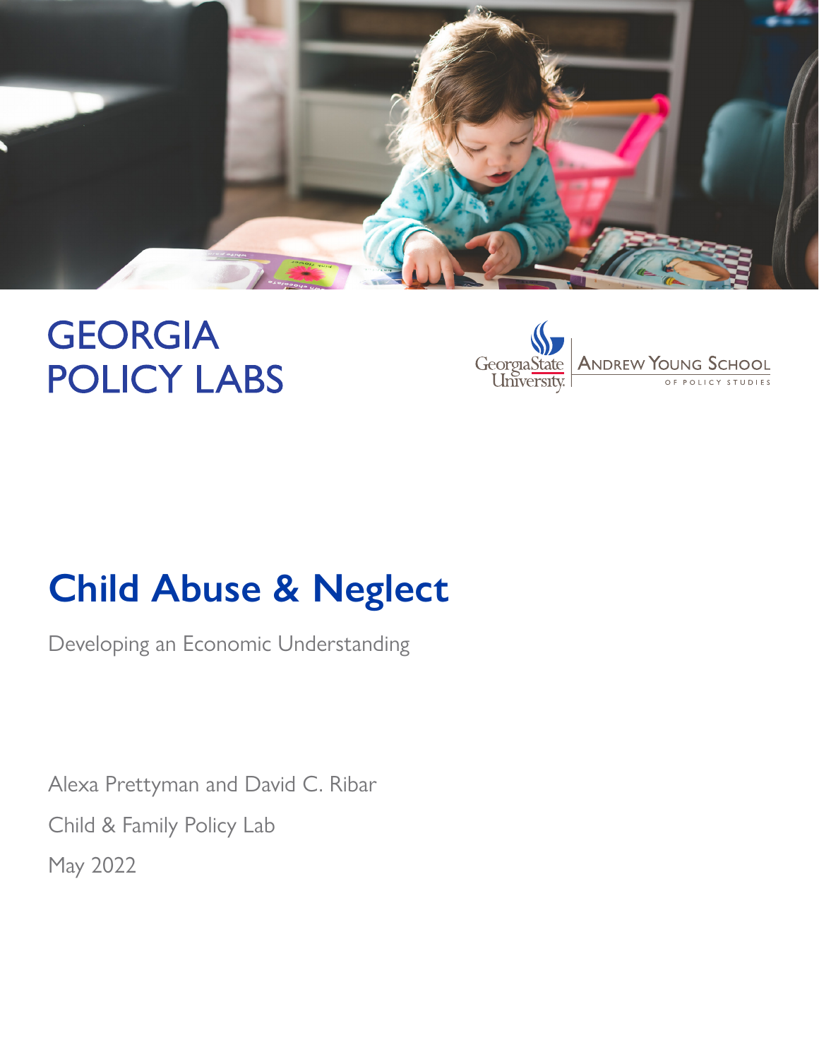GEORGIA POLICY LABS

Georgia State University | Andrew Young School of Policy Studies

# Child Abuse & Neglect

Developing an Economic Understanding

Alexa Prettyman and David C. Ribar

Child & Family Policy Lab

May 2022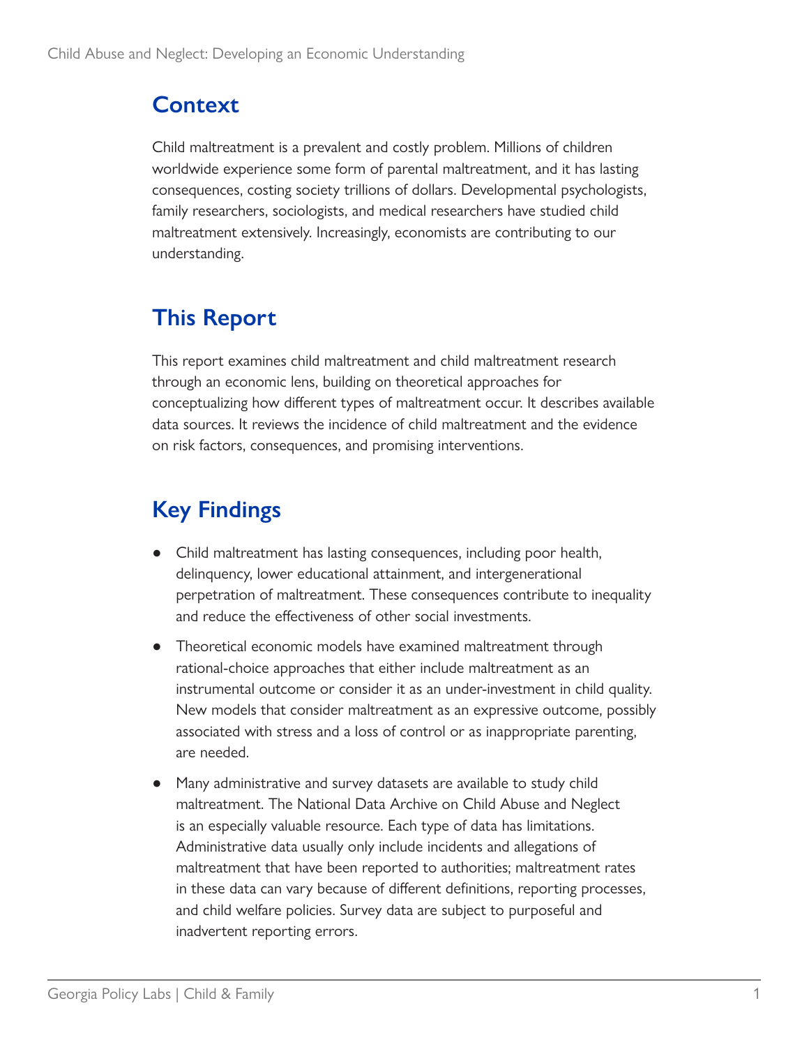## Context

Child maltreatment is a prevalent and costly problem. Millions of children worldwide experience some form of parental maltreatment, and it has lasting consequences, costing society trillions of dollars. Developmental psychologists, family researchers, sociologists, and medical researchers have studied child maltreatment extensively. Increasingly, economists are contributing to our understanding.

## This Report

This report examines child maltreatment and child maltreatment research through an economic lens, building on theoretical approaches for conceptualizing how different types of maltreatment occur. It describes available data sources. It reviews the incidence of child maltreatment and the evidence on risk factors, consequences, and promising interventions.

## Key Findings

- Child maltreatment has lasting consequences, including poor health, delinquency, lower educational attainment, and intergenerational perpetration of maltreatment. These consequences contribute to inequality and reduce the effectiveness of other social investments.
- Theoretical economic models have examined maltreatment through rational-choice approaches that either include maltreatment as an instrumental outcome or consider it as an under-investment in child quality. New models that consider maltreatment as an expressive outcome, possibly associated with stress and a loss of control or as inappropriate parenting, are needed.
- Many administrative and survey datasets are available to study child maltreatment. The National Data Archive on Child Abuse and Neglect is an especially valuable resource. Each type of data has limitations. Administrative data usually only include incidents and allegations of maltreatment that have been reported to authorities; maltreatment rates in these data can vary because of different definitions, reporting processes, and child welfare policies. Survey data are subject to purposeful and inadvertent reporting errors.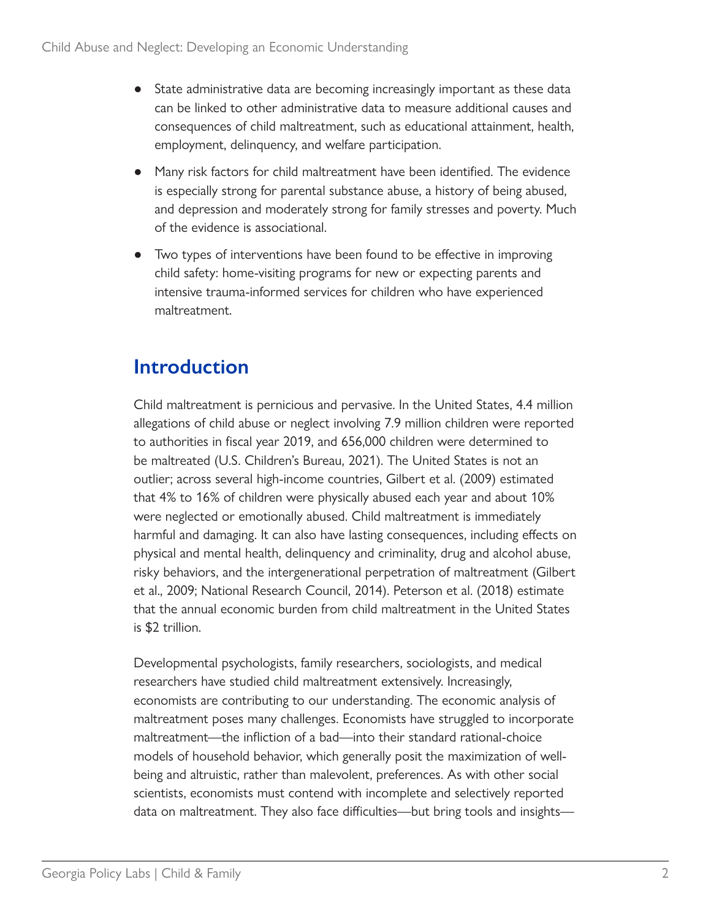- State administrative data are becoming increasingly important as these data can be linked to other administrative data to measure additional causes and consequences of child maltreatment, such as educational attainment, health, employment, delinquency, and welfare participation.
- Many risk factors for child maltreatment have been identified. The evidence is especially strong for parental substance abuse, a history of being abused, and depression and moderately strong for family stresses and poverty. Much of the evidence is associational.
- Two types of interventions have been found to be effective in improving child safety: home-visiting programs for new or expecting parents and intensive trauma-informed services for children who have experienced maltreatment.

## Introduction

Child maltreatment is pernicious and pervasive. In the United States, 4.4 million allegations of child abuse or neglect involving 7.9 million children were reported to authorities in fiscal year 2019, and 656,000 children were determined to be maltreated (U.S. Children's Bureau, 2021). The United States is not an outlier; across several high-income countries, Gilbert et al. (2009) estimated that 4% to 16% of children were physically abused each year and about 10% were neglected or emotionally abused. Child maltreatment is immediately harmful and damaging. It can also have lasting consequences, including effects on physical and mental health, delinquency and criminality, drug and alcohol abuse, risky behaviors, and the intergenerational perpetration of maltreatment (Gilbert et al., 2009; National Research Council, 2014). Peterson et al. (2018) estimate that the annual economic burden from child maltreatment in the United States is $2 trillion.

Developmental psychologists, family researchers, sociologists, and medical researchers have studied child maltreatment extensively. Increasingly, economists are contributing to our understanding. The economic analysis of maltreatment poses many challenges. Economists have struggled to incorporate maltreatment—the infliction of a bad—into their standard rational-choice models of household behavior, which generally posit the maximization of well-being and altruistic, rather than malevolent, preferences. As with other social scientists, economists must contend with incomplete and selectively reported data on maltreatment. They also face difficulties—but bring tools and insights—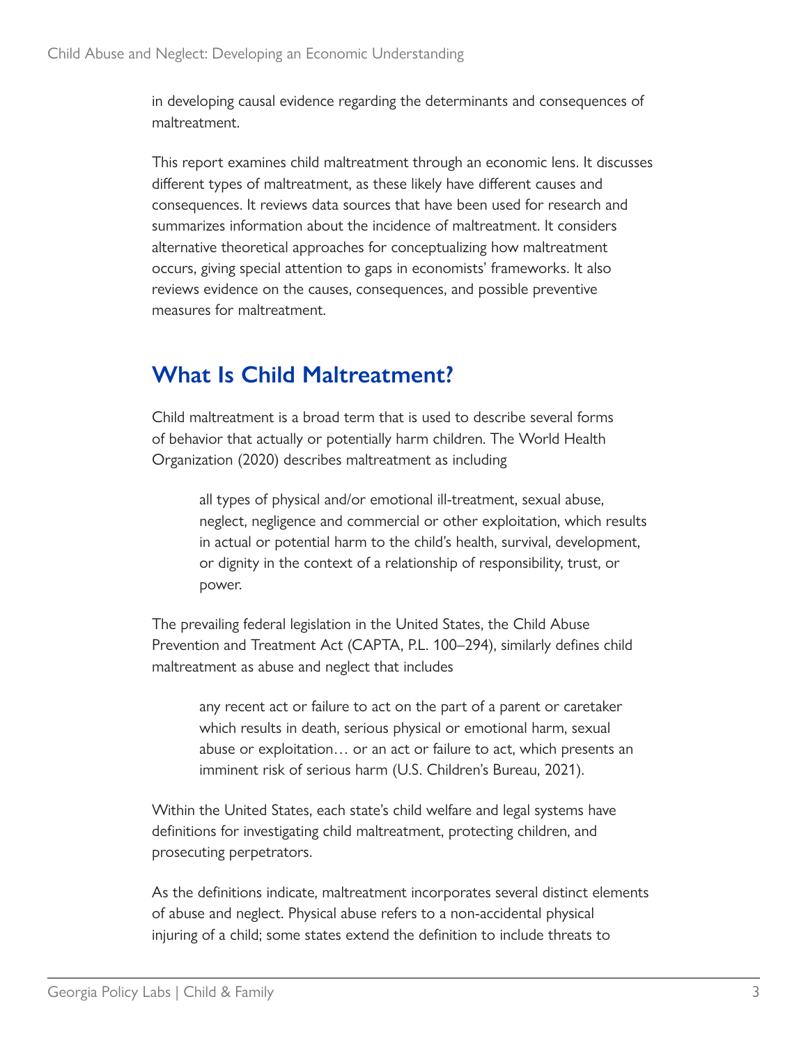in developing causal evidence regarding the determinants and consequences of maltreatment.

This report examines child maltreatment through an economic lens. It discusses different types of maltreatment, as these likely have different causes and consequences. It reviews data sources that have been used for research and summarizes information about the incidence of maltreatment. It considers alternative theoretical approaches for conceptualizing how maltreatment occurs, giving special attention to gaps in economists' frameworks. It also reviews evidence on the causes, consequences, and possible preventive measures for maltreatment.

## What Is Child Maltreatment?

Child maltreatment is a broad term that is used to describe several forms of behavior that actually or potentially harm children. The World Health Organization (2020) describes maltreatment as including

> all types of physical and/or emotional ill-treatment, sexual abuse, neglect, negligence and commercial or other exploitation, which results in actual or potential harm to the child's health, survival, development, or dignity in the context of a relationship of responsibility, trust, or power.

The prevailing federal legislation in the United States, the Child Abuse Prevention and Treatment Act (CAPTA, P.L. 100–294), similarly defines child maltreatment as abuse and neglect that includes

> any recent act or failure to act on the part of a parent or caretaker which results in death, serious physical or emotional harm, sexual abuse or exploitation… or an act or failure to act, which presents an imminent risk of serious harm (U.S. Children's Bureau, 2021).

Within the United States, each state's child welfare and legal systems have definitions for investigating child maltreatment, protecting children, and prosecuting perpetrators.

As the definitions indicate, maltreatment incorporates several distinct elements of abuse and neglect. Physical abuse refers to a non-accidental physical injuring of a child; some states extend the definition to include threats to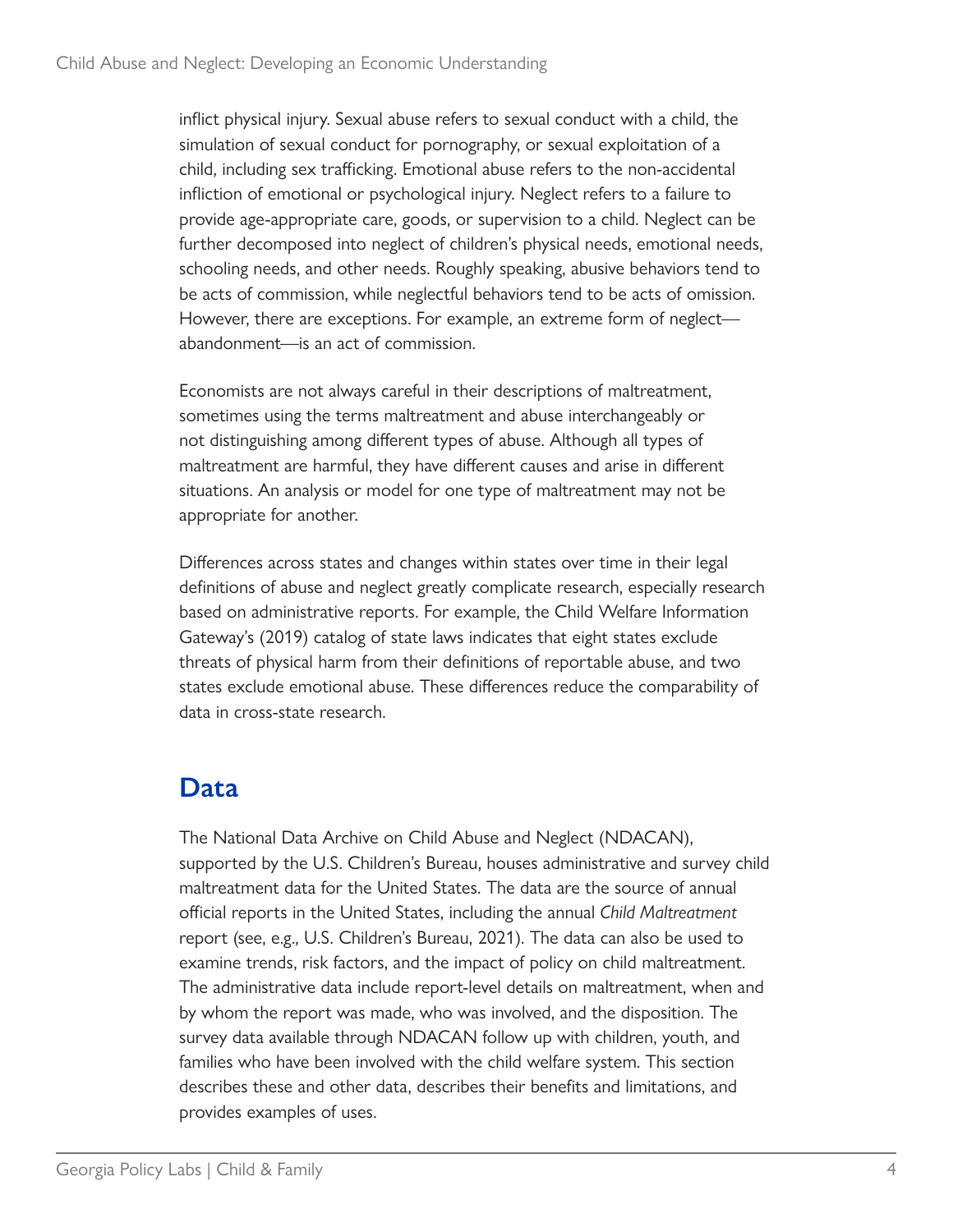inflict physical injury. Sexual abuse refers to sexual conduct with a child, the simulation of sexual conduct for pornography, or sexual exploitation of a child, including sex trafficking. Emotional abuse refers to the non-accidental infliction of emotional or psychological injury. Neglect refers to a failure to provide age-appropriate care, goods, or supervision to a child. Neglect can be further decomposed into neglect of children's physical needs, emotional needs, schooling needs, and other needs. Roughly speaking, abusive behaviors tend to be acts of commission, while neglectful behaviors tend to be acts of omission. However, there are exceptions. For example, an extreme form of neglect—abandonment—is an act of commission.

Economists are not always careful in their descriptions of maltreatment, sometimes using the terms maltreatment and abuse interchangeably or not distinguishing among different types of abuse. Although all types of maltreatment are harmful, they have different causes and arise in different situations. An analysis or model for one type of maltreatment may not be appropriate for another.

Differences across states and changes within states over time in their legal definitions of abuse and neglect greatly complicate research, especially research based on administrative reports. For example, the Child Welfare Information Gateway's (2019) catalog of state laws indicates that eight states exclude threats of physical harm from their definitions of reportable abuse, and two states exclude emotional abuse. These differences reduce the comparability of data in cross-state research.

## Data

The National Data Archive on Child Abuse and Neglect (NDACAN), supported by the U.S. Children's Bureau, houses administrative and survey child maltreatment data for the United States. The data are the source of annual official reports in the United States, including the annual *Child Maltreatment* report (see, e.g., U.S. Children's Bureau, 2021). The data can also be used to examine trends, risk factors, and the impact of policy on child maltreatment. The administrative data include report-level details on maltreatment, when and by whom the report was made, who was involved, and the disposition. The survey data available through NDACAN follow up with children, youth, and families who have been involved with the child welfare system. This section describes these and other data, describes their benefits and limitations, and provides examples of uses.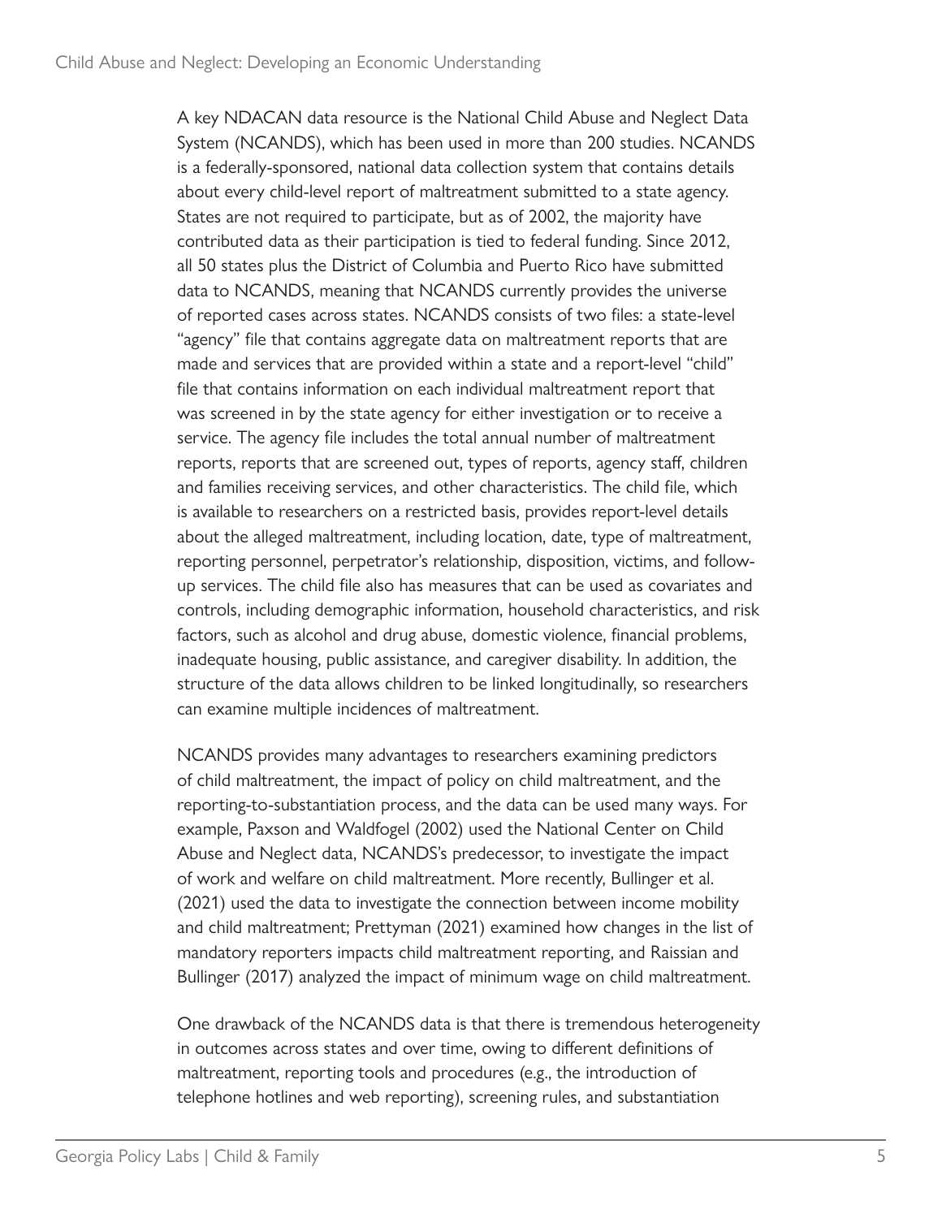A key NDACAN data resource is the National Child Abuse and Neglect Data System (NCANDS), which has been used in more than 200 studies. NCANDS is a federally-sponsored, national data collection system that contains details about every child-level report of maltreatment submitted to a state agency. States are not required to participate, but as of 2002, the majority have contributed data as their participation is tied to federal funding. Since 2012, all 50 states plus the District of Columbia and Puerto Rico have submitted data to NCANDS, meaning that NCANDS currently provides the universe of reported cases across states. NCANDS consists of two files: a state-level "agency" file that contains aggregate data on maltreatment reports that are made and services that are provided within a state and a report-level "child" file that contains information on each individual maltreatment report that was screened in by the state agency for either investigation or to receive a service. The agency file includes the total annual number of maltreatment reports, reports that are screened out, types of reports, agency staff, children and families receiving services, and other characteristics. The child file, which is available to researchers on a restricted basis, provides report-level details about the alleged maltreatment, including location, date, type of maltreatment, reporting personnel, perpetrator's relationship, disposition, victims, and follow-up services. The child file also has measures that can be used as covariates and controls, including demographic information, household characteristics, and risk factors, such as alcohol and drug abuse, domestic violence, financial problems, inadequate housing, public assistance, and caregiver disability. In addition, the structure of the data allows children to be linked longitudinally, so researchers can examine multiple incidences of maltreatment.

NCANDS provides many advantages to researchers examining predictors of child maltreatment, the impact of policy on child maltreatment, and the reporting-to-substantiation process, and the data can be used many ways. For example, Paxson and Waldfogel (2002) used the National Center on Child Abuse and Neglect data, NCANDS's predecessor, to investigate the impact of work and welfare on child maltreatment. More recently, Bullinger et al. (2021) used the data to investigate the connection between income mobility and child maltreatment; Prettyman (2021) examined how changes in the list of mandatory reporters impacts child maltreatment reporting, and Raissian and Bullinger (2017) analyzed the impact of minimum wage on child maltreatment.

One drawback of the NCANDS data is that there is tremendous heterogeneity in outcomes across states and over time, owing to different definitions of maltreatment, reporting tools and procedures (e.g., the introduction of telephone hotlines and web reporting), screening rules, and substantiation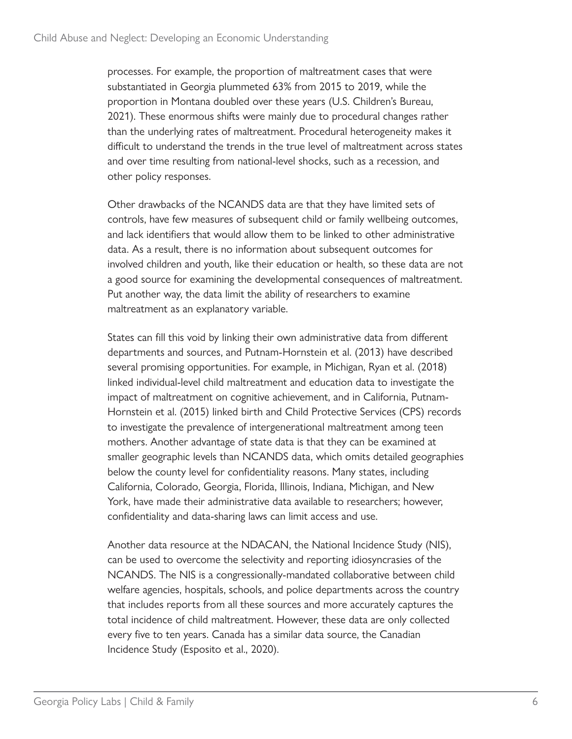processes. For example, the proportion of maltreatment cases that were substantiated in Georgia plummeted 63% from 2015 to 2019, while the proportion in Montana doubled over these years (U.S. Children's Bureau, 2021). These enormous shifts were mainly due to procedural changes rather than the underlying rates of maltreatment. Procedural heterogeneity makes it difficult to understand the trends in the true level of maltreatment across states and over time resulting from national-level shocks, such as a recession, and other policy responses.

Other drawbacks of the NCANDS data are that they have limited sets of controls, have few measures of subsequent child or family wellbeing outcomes, and lack identifiers that would allow them to be linked to other administrative data. As a result, there is no information about subsequent outcomes for involved children and youth, like their education or health, so these data are not a good source for examining the developmental consequences of maltreatment. Put another way, the data limit the ability of researchers to examine maltreatment as an explanatory variable.

States can fill this void by linking their own administrative data from different departments and sources, and Putnam-Hornstein et al. (2013) have described several promising opportunities. For example, in Michigan, Ryan et al. (2018) linked individual-level child maltreatment and education data to investigate the impact of maltreatment on cognitive achievement, and in California, Putnam-Hornstein et al. (2015) linked birth and Child Protective Services (CPS) records to investigate the prevalence of intergenerational maltreatment among teen mothers. Another advantage of state data is that they can be examined at smaller geographic levels than NCANDS data, which omits detailed geographies below the county level for confidentiality reasons. Many states, including California, Colorado, Georgia, Florida, Illinois, Indiana, Michigan, and New York, have made their administrative data available to researchers; however, confidentiality and data-sharing laws can limit access and use.

Another data resource at the NDACAN, the National Incidence Study (NIS), can be used to overcome the selectivity and reporting idiosyncrasies of the NCANDS. The NIS is a congressionally-mandated collaborative between child welfare agencies, hospitals, schools, and police departments across the country that includes reports from all these sources and more accurately captures the total incidence of child maltreatment. However, these data are only collected every five to ten years. Canada has a similar data source, the Canadian Incidence Study (Esposito et al., 2020).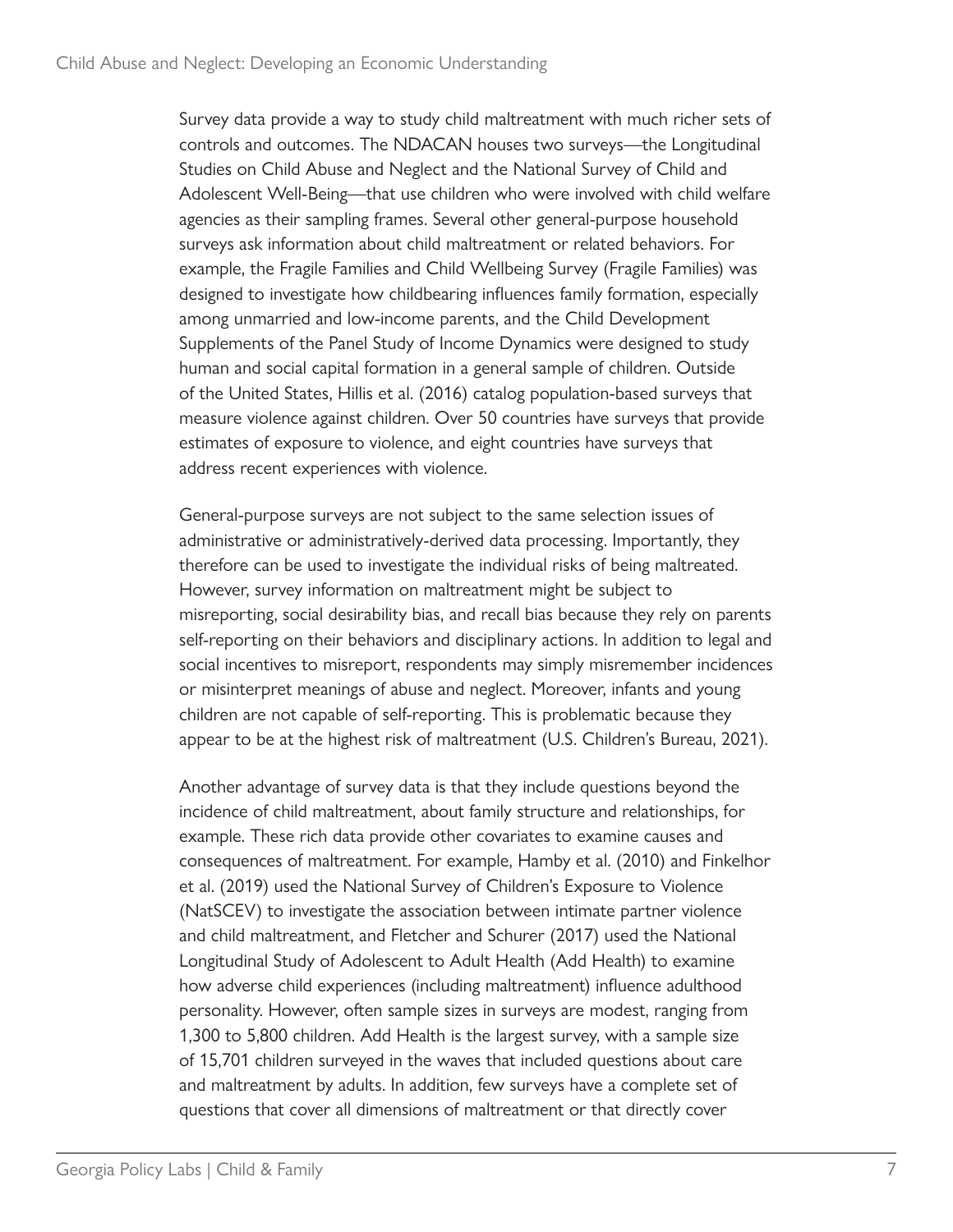Survey data provide a way to study child maltreatment with much richer sets of controls and outcomes. The NDACAN houses two surveys—the Longitudinal Studies on Child Abuse and Neglect and the National Survey of Child and Adolescent Well-Being—that use children who were involved with child welfare agencies as their sampling frames. Several other general-purpose household surveys ask information about child maltreatment or related behaviors. For example, the Fragile Families and Child Wellbeing Survey (Fragile Families) was designed to investigate how childbearing influences family formation, especially among unmarried and low-income parents, and the Child Development Supplements of the Panel Study of Income Dynamics were designed to study human and social capital formation in a general sample of children. Outside of the United States, Hillis et al. (2016) catalog population-based surveys that measure violence against children. Over 50 countries have surveys that provide estimates of exposure to violence, and eight countries have surveys that address recent experiences with violence.

General-purpose surveys are not subject to the same selection issues of administrative or administratively-derived data processing. Importantly, they therefore can be used to investigate the individual risks of being maltreated. However, survey information on maltreatment might be subject to misreporting, social desirability bias, and recall bias because they rely on parents self-reporting on their behaviors and disciplinary actions. In addition to legal and social incentives to misreport, respondents may simply misremember incidences or misinterpret meanings of abuse and neglect. Moreover, infants and young children are not capable of self-reporting. This is problematic because they appear to be at the highest risk of maltreatment (U.S. Children's Bureau, 2021).

Another advantage of survey data is that they include questions beyond the incidence of child maltreatment, about family structure and relationships, for example. These rich data provide other covariates to examine causes and consequences of maltreatment. For example, Hamby et al. (2010) and Finkelhor et al. (2019) used the National Survey of Children's Exposure to Violence (NatSCEV) to investigate the association between intimate partner violence and child maltreatment, and Fletcher and Schurer (2017) used the National Longitudinal Study of Adolescent to Adult Health (Add Health) to examine how adverse child experiences (including maltreatment) influence adulthood personality. However, often sample sizes in surveys are modest, ranging from 1,300 to 5,800 children. Add Health is the largest survey, with a sample size of 15,701 children surveyed in the waves that included questions about care and maltreatment by adults. In addition, few surveys have a complete set of questions that cover all dimensions of maltreatment or that directly cover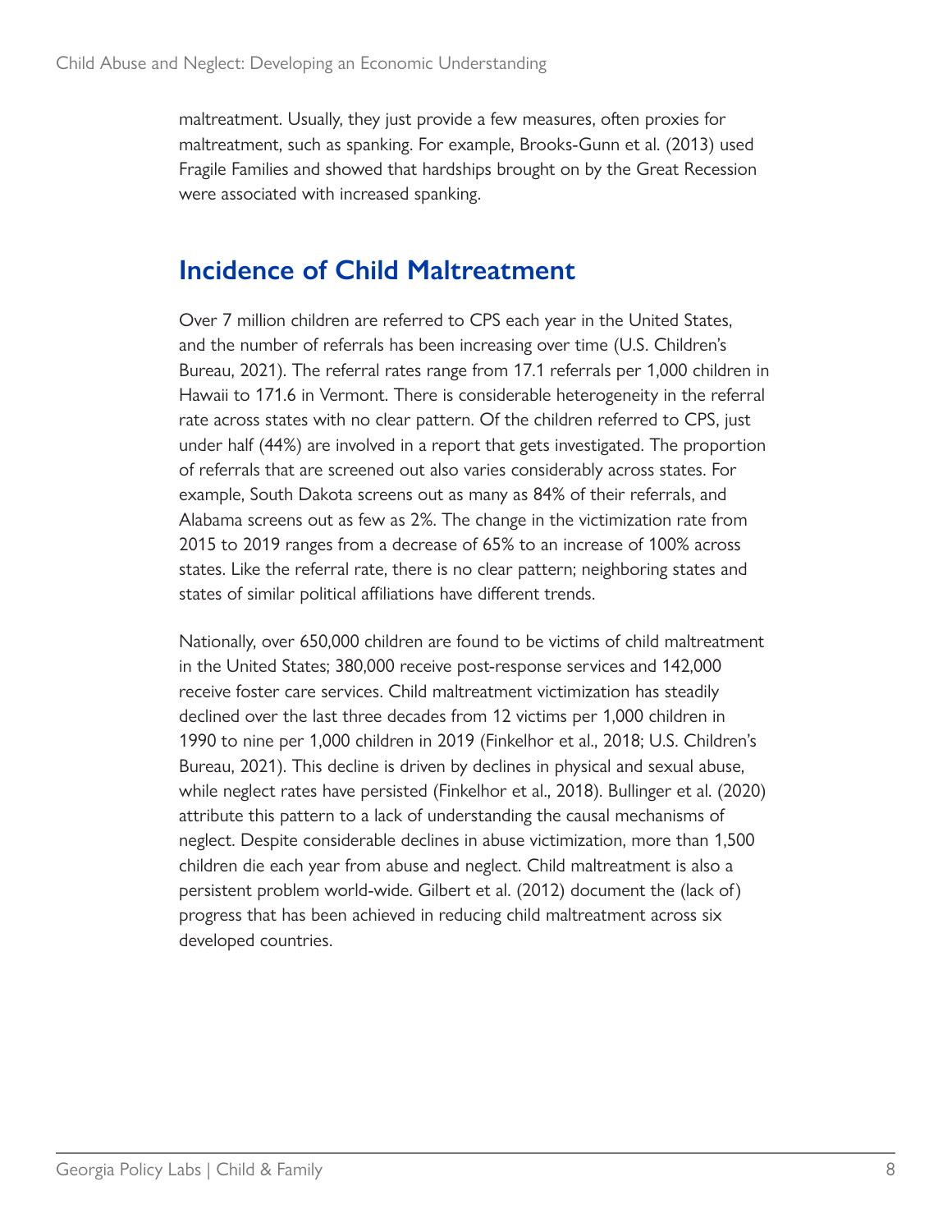maltreatment. Usually, they just provide a few measures, often proxies for maltreatment, such as spanking. For example, Brooks-Gunn et al. (2013) used Fragile Families and showed that hardships brought on by the Great Recession were associated with increased spanking.

## Incidence of Child Maltreatment

Over 7 million children are referred to CPS each year in the United States, and the number of referrals has been increasing over time (U.S. Children's Bureau, 2021). The referral rates range from 17.1 referrals per 1,000 children in Hawaii to 171.6 in Vermont. There is considerable heterogeneity in the referral rate across states with no clear pattern. Of the children referred to CPS, just under half (44%) are involved in a report that gets investigated. The proportion of referrals that are screened out also varies considerably across states. For example, South Dakota screens out as many as 84% of their referrals, and Alabama screens out as few as 2%. The change in the victimization rate from 2015 to 2019 ranges from a decrease of 65% to an increase of 100% across states. Like the referral rate, there is no clear pattern; neighboring states and states of similar political affiliations have different trends.

Nationally, over 650,000 children are found to be victims of child maltreatment in the United States; 380,000 receive post-response services and 142,000 receive foster care services. Child maltreatment victimization has steadily declined over the last three decades from 12 victims per 1,000 children in 1990 to nine per 1,000 children in 2019 (Finkelhor et al., 2018; U.S. Children's Bureau, 2021). This decline is driven by declines in physical and sexual abuse, while neglect rates have persisted (Finkelhor et al., 2018). Bullinger et al. (2020) attribute this pattern to a lack of understanding the causal mechanisms of neglect. Despite considerable declines in abuse victimization, more than 1,500 children die each year from abuse and neglect. Child maltreatment is also a persistent problem world-wide. Gilbert et al. (2012) document the (lack of) progress that has been achieved in reducing child maltreatment across six developed countries.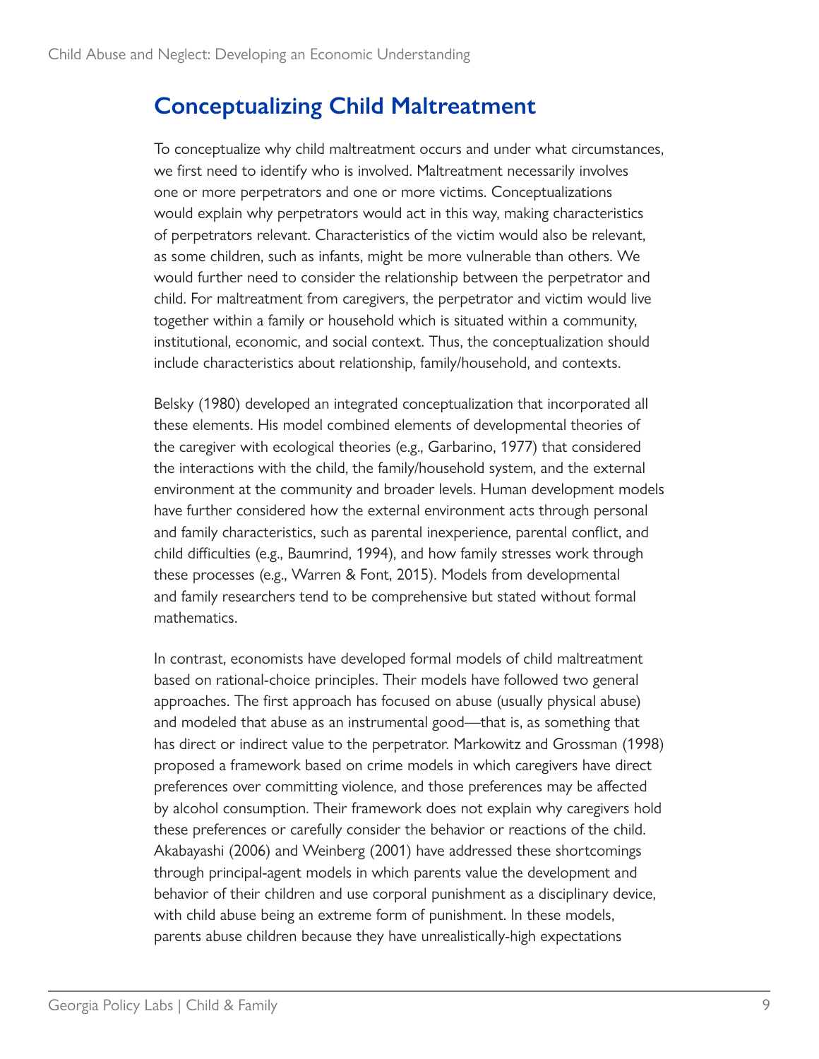## Conceptualizing Child Maltreatment

To conceptualize why child maltreatment occurs and under what circumstances, we first need to identify who is involved. Maltreatment necessarily involves one or more perpetrators and one or more victims. Conceptualizations would explain why perpetrators would act in this way, making characteristics of perpetrators relevant. Characteristics of the victim would also be relevant, as some children, such as infants, might be more vulnerable than others. We would further need to consider the relationship between the perpetrator and child. For maltreatment from caregivers, the perpetrator and victim would live together within a family or household which is situated within a community, institutional, economic, and social context. Thus, the conceptualization should include characteristics about relationship, family/household, and contexts.

Belsky (1980) developed an integrated conceptualization that incorporated all these elements. His model combined elements of developmental theories of the caregiver with ecological theories (e.g., Garbarino, 1977) that considered the interactions with the child, the family/household system, and the external environment at the community and broader levels. Human development models have further considered how the external environment acts through personal and family characteristics, such as parental inexperience, parental conflict, and child difficulties (e.g., Baumrind, 1994), and how family stresses work through these processes (e.g., Warren & Font, 2015). Models from developmental and family researchers tend to be comprehensive but stated without formal mathematics.

In contrast, economists have developed formal models of child maltreatment based on rational-choice principles. Their models have followed two general approaches. The first approach has focused on abuse (usually physical abuse) and modeled that abuse as an instrumental good—that is, as something that has direct or indirect value to the perpetrator. Markowitz and Grossman (1998) proposed a framework based on crime models in which caregivers have direct preferences over committing violence, and those preferences may be affected by alcohol consumption. Their framework does not explain why caregivers hold these preferences or carefully consider the behavior or reactions of the child. Akabayashi (2006) and Weinberg (2001) have addressed these shortcomings through principal-agent models in which parents value the development and behavior of their children and use corporal punishment as a disciplinary device, with child abuse being an extreme form of punishment. In these models, parents abuse children because they have unrealistically-high expectations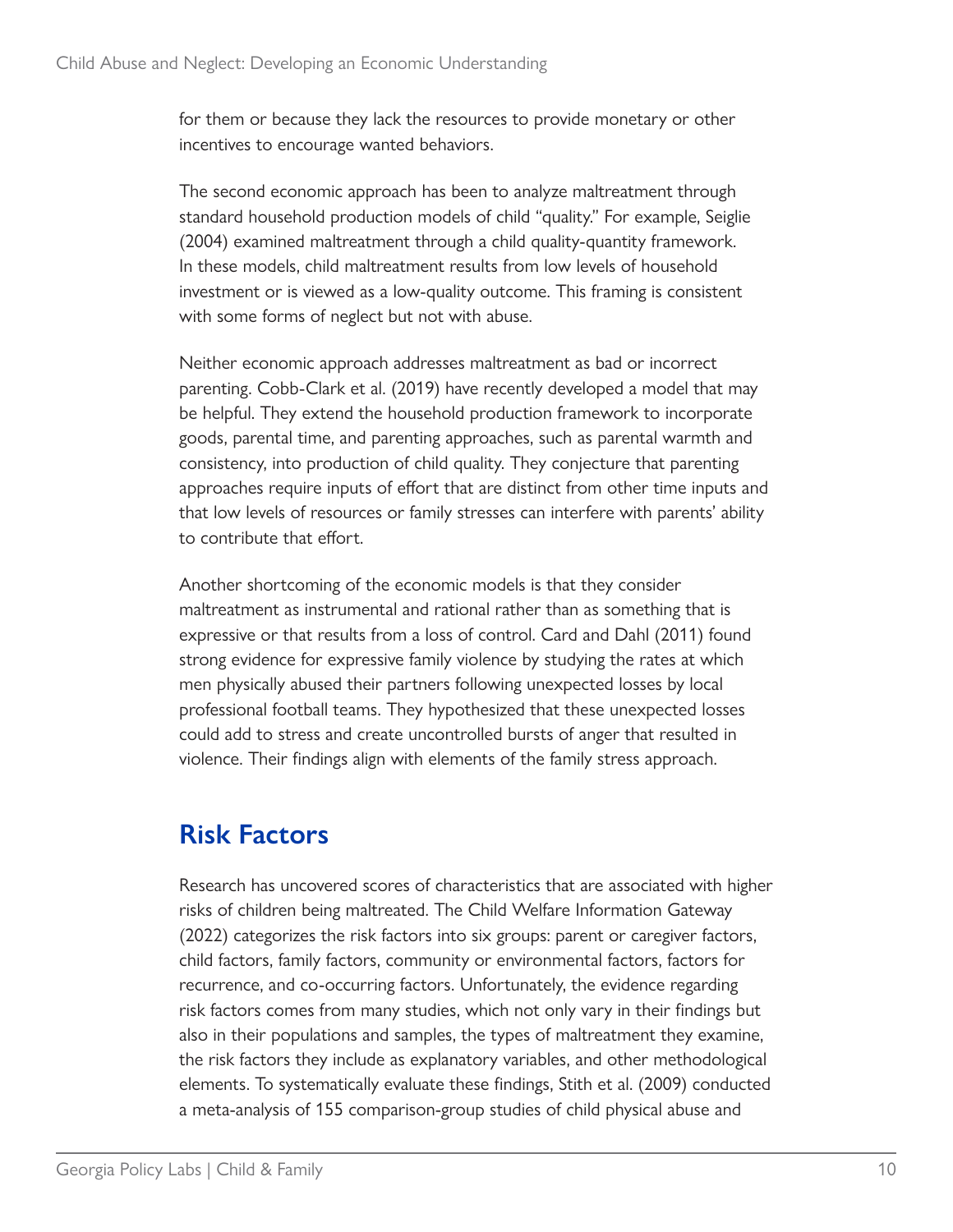for them or because they lack the resources to provide monetary or other incentives to encourage wanted behaviors.

The second economic approach has been to analyze maltreatment through standard household production models of child "quality." For example, Seiglie (2004) examined maltreatment through a child quality-quantity framework. In these models, child maltreatment results from low levels of household investment or is viewed as a low-quality outcome. This framing is consistent with some forms of neglect but not with abuse.

Neither economic approach addresses maltreatment as bad or incorrect parenting. Cobb-Clark et al. (2019) have recently developed a model that may be helpful. They extend the household production framework to incorporate goods, parental time, and parenting approaches, such as parental warmth and consistency, into production of child quality. They conjecture that parenting approaches require inputs of effort that are distinct from other time inputs and that low levels of resources or family stresses can interfere with parents' ability to contribute that effort.

Another shortcoming of the economic models is that they consider maltreatment as instrumental and rational rather than as something that is expressive or that results from a loss of control. Card and Dahl (2011) found strong evidence for expressive family violence by studying the rates at which men physically abused their partners following unexpected losses by local professional football teams. They hypothesized that these unexpected losses could add to stress and create uncontrolled bursts of anger that resulted in violence. Their findings align with elements of the family stress approach.

## Risk Factors

Research has uncovered scores of characteristics that are associated with higher risks of children being maltreated. The Child Welfare Information Gateway (2022) categorizes the risk factors into six groups: parent or caregiver factors, child factors, family factors, community or environmental factors, factors for recurrence, and co-occurring factors. Unfortunately, the evidence regarding risk factors comes from many studies, which not only vary in their findings but also in their populations and samples, the types of maltreatment they examine, the risk factors they include as explanatory variables, and other methodological elements. To systematically evaluate these findings, Stith et al. (2009) conducted a meta-analysis of 155 comparison-group studies of child physical abuse and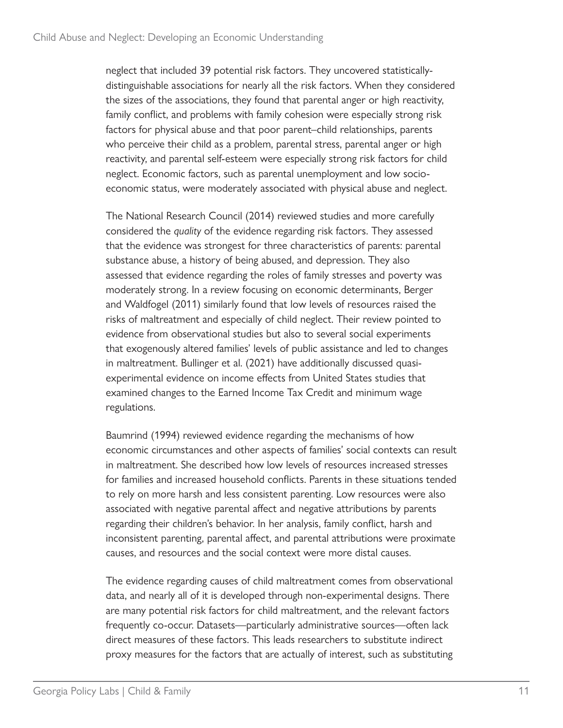neglect that included 39 potential risk factors. They uncovered statistically-distinguishable associations for nearly all the risk factors. When they considered the sizes of the associations, they found that parental anger or high reactivity, family conflict, and problems with family cohesion were especially strong risk factors for physical abuse and that poor parent–child relationships, parents who perceive their child as a problem, parental stress, parental anger or high reactivity, and parental self-esteem were especially strong risk factors for child neglect. Economic factors, such as parental unemployment and low socio-economic status, were moderately associated with physical abuse and neglect.

The National Research Council (2014) reviewed studies and more carefully considered the *quality* of the evidence regarding risk factors. They assessed that the evidence was strongest for three characteristics of parents: parental substance abuse, a history of being abused, and depression. They also assessed that evidence regarding the roles of family stresses and poverty was moderately strong. In a review focusing on economic determinants, Berger and Waldfogel (2011) similarly found that low levels of resources raised the risks of maltreatment and especially of child neglect. Their review pointed to evidence from observational studies but also to several social experiments that exogenously altered families' levels of public assistance and led to changes in maltreatment. Bullinger et al. (2021) have additionally discussed quasi-experimental evidence on income effects from United States studies that examined changes to the Earned Income Tax Credit and minimum wage regulations.

Baumrind (1994) reviewed evidence regarding the mechanisms of how economic circumstances and other aspects of families' social contexts can result in maltreatment. She described how low levels of resources increased stresses for families and increased household conflicts. Parents in these situations tended to rely on more harsh and less consistent parenting. Low resources were also associated with negative parental affect and negative attributions by parents regarding their children's behavior. In her analysis, family conflict, harsh and inconsistent parenting, parental affect, and parental attributions were proximate causes, and resources and the social context were more distal causes.

The evidence regarding causes of child maltreatment comes from observational data, and nearly all of it is developed through non-experimental designs. There are many potential risk factors for child maltreatment, and the relevant factors frequently co-occur. Datasets—particularly administrative sources—often lack direct measures of these factors. This leads researchers to substitute indirect proxy measures for the factors that are actually of interest, such as substituting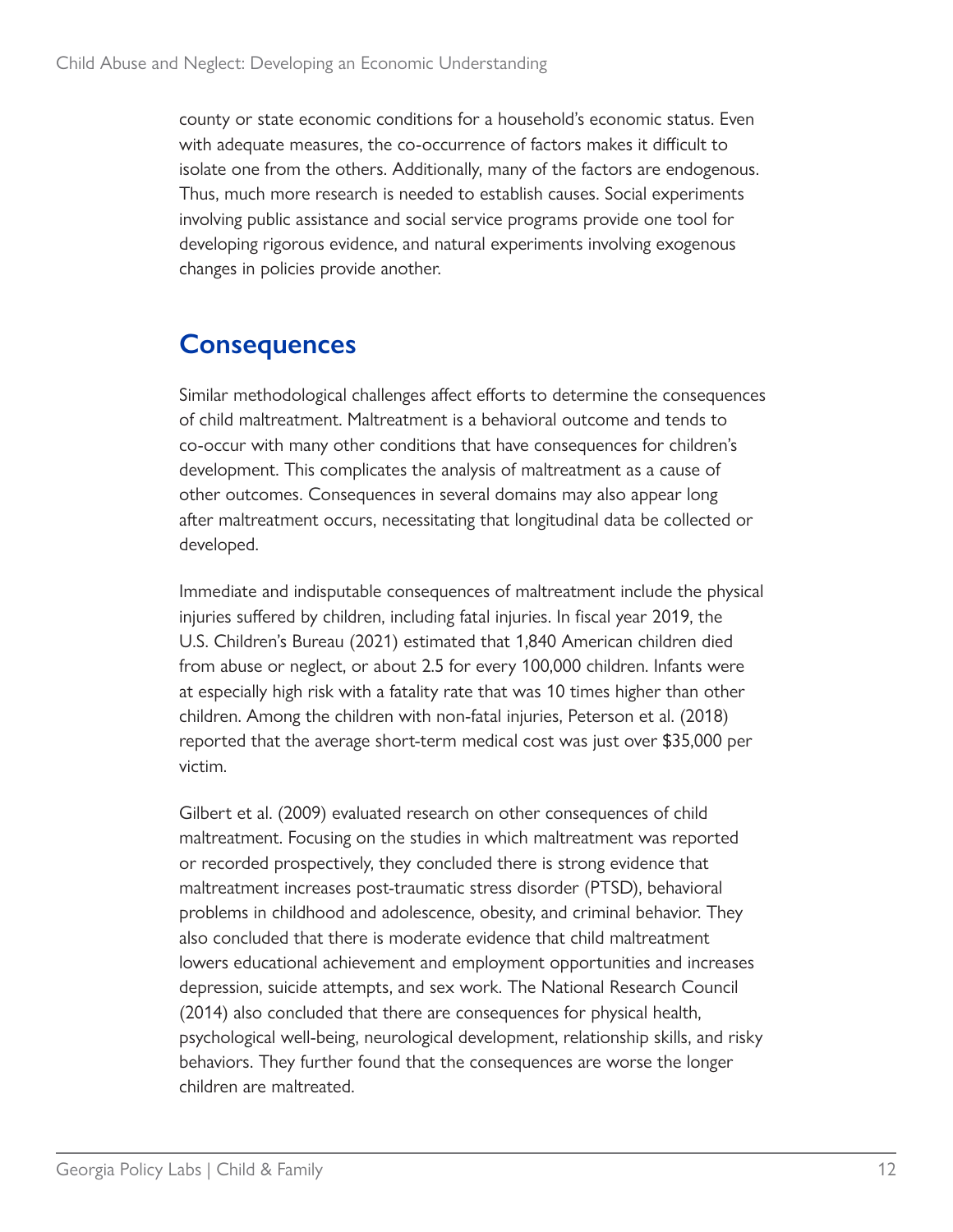county or state economic conditions for a household's economic status. Even with adequate measures, the co-occurrence of factors makes it difficult to isolate one from the others. Additionally, many of the factors are endogenous. Thus, much more research is needed to establish causes. Social experiments involving public assistance and social service programs provide one tool for developing rigorous evidence, and natural experiments involving exogenous changes in policies provide another.

## Consequences

Similar methodological challenges affect efforts to determine the consequences of child maltreatment. Maltreatment is a behavioral outcome and tends to co-occur with many other conditions that have consequences for children's development. This complicates the analysis of maltreatment as a cause of other outcomes. Consequences in several domains may also appear long after maltreatment occurs, necessitating that longitudinal data be collected or developed.

Immediate and indisputable consequences of maltreatment include the physical injuries suffered by children, including fatal injuries. In fiscal year 2019, the U.S. Children's Bureau (2021) estimated that 1,840 American children died from abuse or neglect, or about 2.5 for every 100,000 children. Infants were at especially high risk with a fatality rate that was 10 times higher than other children. Among the children with non-fatal injuries, Peterson et al. (2018) reported that the average short-term medical cost was just over $35,000 per victim.

Gilbert et al. (2009) evaluated research on other consequences of child maltreatment. Focusing on the studies in which maltreatment was reported or recorded prospectively, they concluded there is strong evidence that maltreatment increases post-traumatic stress disorder (PTSD), behavioral problems in childhood and adolescence, obesity, and criminal behavior. They also concluded that there is moderate evidence that child maltreatment lowers educational achievement and employment opportunities and increases depression, suicide attempts, and sex work. The National Research Council (2014) also concluded that there are consequences for physical health, psychological well-being, neurological development, relationship skills, and risky behaviors. They further found that the consequences are worse the longer children are maltreated.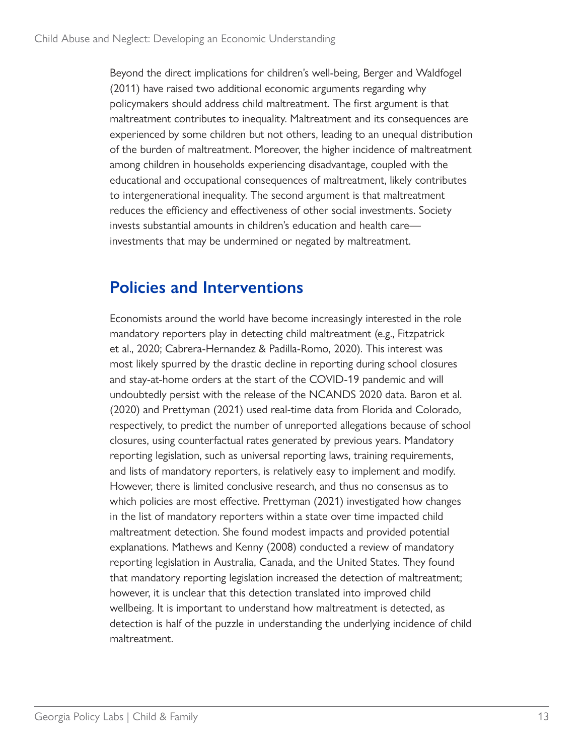Beyond the direct implications for children's well-being, Berger and Waldfogel (2011) have raised two additional economic arguments regarding why policymakers should address child maltreatment. The first argument is that maltreatment contributes to inequality. Maltreatment and its consequences are experienced by some children but not others, leading to an unequal distribution of the burden of maltreatment. Moreover, the higher incidence of maltreatment among children in households experiencing disadvantage, coupled with the educational and occupational consequences of maltreatment, likely contributes to intergenerational inequality. The second argument is that maltreatment reduces the efficiency and effectiveness of other social investments. Society invests substantial amounts in children's education and health care—investments that may be undermined or negated by maltreatment.

## Policies and Interventions

Economists around the world have become increasingly interested in the role mandatory reporters play in detecting child maltreatment (e.g., Fitzpatrick et al., 2020; Cabrera-Hernandez & Padilla-Romo, 2020). This interest was most likely spurred by the drastic decline in reporting during school closures and stay-at-home orders at the start of the COVID-19 pandemic and will undoubtedly persist with the release of the NCANDS 2020 data. Baron et al. (2020) and Prettyman (2021) used real-time data from Florida and Colorado, respectively, to predict the number of unreported allegations because of school closures, using counterfactual rates generated by previous years. Mandatory reporting legislation, such as universal reporting laws, training requirements, and lists of mandatory reporters, is relatively easy to implement and modify. However, there is limited conclusive research, and thus no consensus as to which policies are most effective. Prettyman (2021) investigated how changes in the list of mandatory reporters within a state over time impacted child maltreatment detection. She found modest impacts and provided potential explanations. Mathews and Kenny (2008) conducted a review of mandatory reporting legislation in Australia, Canada, and the United States. They found that mandatory reporting legislation increased the detection of maltreatment; however, it is unclear that this detection translated into improved child wellbeing. It is important to understand how maltreatment is detected, as detection is half of the puzzle in understanding the underlying incidence of child maltreatment.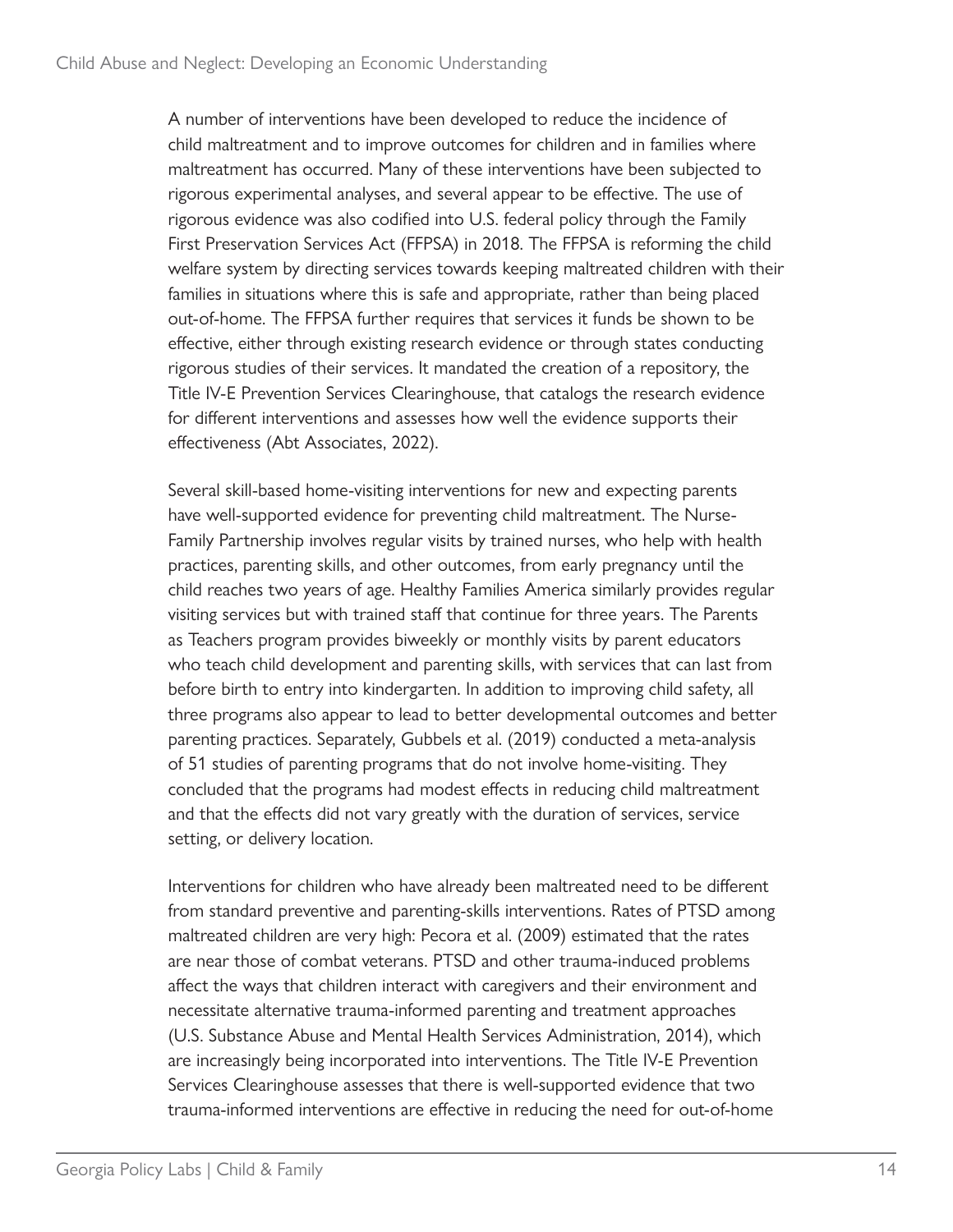A number of interventions have been developed to reduce the incidence of child maltreatment and to improve outcomes for children and in families where maltreatment has occurred. Many of these interventions have been subjected to rigorous experimental analyses, and several appear to be effective. The use of rigorous evidence was also codified into U.S. federal policy through the Family First Preservation Services Act (FFPSA) in 2018. The FFPSA is reforming the child welfare system by directing services towards keeping maltreated children with their families in situations where this is safe and appropriate, rather than being placed out-of-home. The FFPSA further requires that services it funds be shown to be effective, either through existing research evidence or through states conducting rigorous studies of their services. It mandated the creation of a repository, the Title IV-E Prevention Services Clearinghouse, that catalogs the research evidence for different interventions and assesses how well the evidence supports their effectiveness (Abt Associates, 2022).

Several skill-based home-visiting interventions for new and expecting parents have well-supported evidence for preventing child maltreatment. The Nurse-Family Partnership involves regular visits by trained nurses, who help with health practices, parenting skills, and other outcomes, from early pregnancy until the child reaches two years of age. Healthy Families America similarly provides regular visiting services but with trained staff that continue for three years. The Parents as Teachers program provides biweekly or monthly visits by parent educators who teach child development and parenting skills, with services that can last from before birth to entry into kindergarten. In addition to improving child safety, all three programs also appear to lead to better developmental outcomes and better parenting practices. Separately, Gubbels et al. (2019) conducted a meta-analysis of 51 studies of parenting programs that do not involve home-visiting. They concluded that the programs had modest effects in reducing child maltreatment and that the effects did not vary greatly with the duration of services, service setting, or delivery location.

Interventions for children who have already been maltreated need to be different from standard preventive and parenting-skills interventions. Rates of PTSD among maltreated children are very high: Pecora et al. (2009) estimated that the rates are near those of combat veterans. PTSD and other trauma-induced problems affect the ways that children interact with caregivers and their environment and necessitate alternative trauma-informed parenting and treatment approaches (U.S. Substance Abuse and Mental Health Services Administration, 2014), which are increasingly being incorporated into interventions. The Title IV-E Prevention Services Clearinghouse assesses that there is well-supported evidence that two trauma-informed interventions are effective in reducing the need for out-of-home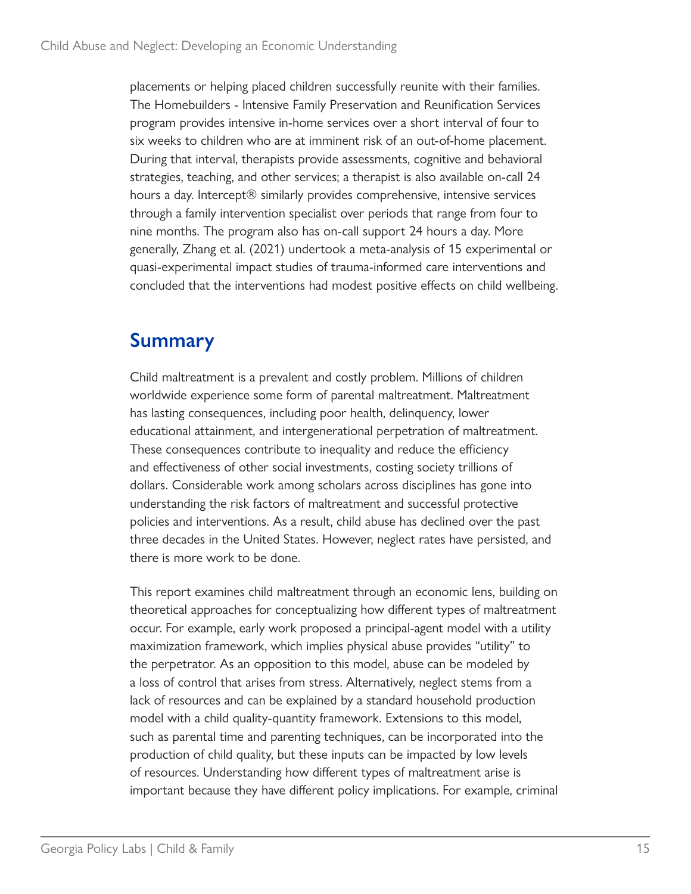placements or helping placed children successfully reunite with their families. The Homebuilders - Intensive Family Preservation and Reunification Services program provides intensive in-home services over a short interval of four to six weeks to children who are at imminent risk of an out-of-home placement. During that interval, therapists provide assessments, cognitive and behavioral strategies, teaching, and other services; a therapist is also available on-call 24 hours a day. Intercept® similarly provides comprehensive, intensive services through a family intervention specialist over periods that range from four to nine months. The program also has on-call support 24 hours a day. More generally, Zhang et al. (2021) undertook a meta-analysis of 15 experimental or quasi-experimental impact studies of trauma-informed care interventions and concluded that the interventions had modest positive effects on child wellbeing.

## Summary

Child maltreatment is a prevalent and costly problem. Millions of children worldwide experience some form of parental maltreatment. Maltreatment has lasting consequences, including poor health, delinquency, lower educational attainment, and intergenerational perpetration of maltreatment. These consequences contribute to inequality and reduce the efficiency and effectiveness of other social investments, costing society trillions of dollars. Considerable work among scholars across disciplines has gone into understanding the risk factors of maltreatment and successful protective policies and interventions. As a result, child abuse has declined over the past three decades in the United States. However, neglect rates have persisted, and there is more work to be done.

This report examines child maltreatment through an economic lens, building on theoretical approaches for conceptualizing how different types of maltreatment occur. For example, early work proposed a principal-agent model with a utility maximization framework, which implies physical abuse provides "utility" to the perpetrator. As an opposition to this model, abuse can be modeled by a loss of control that arises from stress. Alternatively, neglect stems from a lack of resources and can be explained by a standard household production model with a child quality-quantity framework. Extensions to this model, such as parental time and parenting techniques, can be incorporated into the production of child quality, but these inputs can be impacted by low levels of resources. Understanding how different types of maltreatment arise is important because they have different policy implications. For example, criminal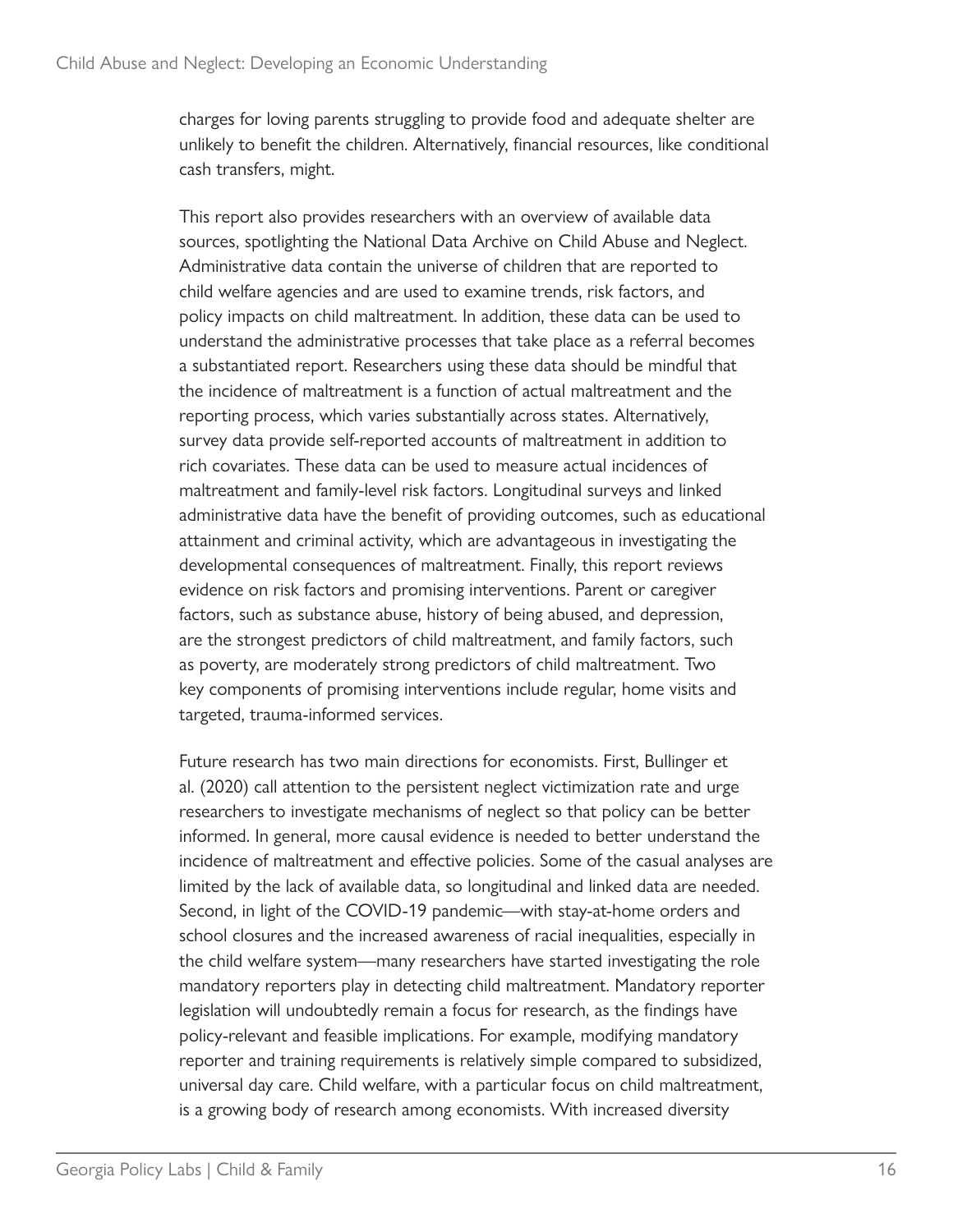charges for loving parents struggling to provide food and adequate shelter are unlikely to benefit the children. Alternatively, financial resources, like conditional cash transfers, might.

This report also provides researchers with an overview of available data sources, spotlighting the National Data Archive on Child Abuse and Neglect. Administrative data contain the universe of children that are reported to child welfare agencies and are used to examine trends, risk factors, and policy impacts on child maltreatment. In addition, these data can be used to understand the administrative processes that take place as a referral becomes a substantiated report. Researchers using these data should be mindful that the incidence of maltreatment is a function of actual maltreatment and the reporting process, which varies substantially across states. Alternatively, survey data provide self-reported accounts of maltreatment in addition to rich covariates. These data can be used to measure actual incidences of maltreatment and family-level risk factors. Longitudinal surveys and linked administrative data have the benefit of providing outcomes, such as educational attainment and criminal activity, which are advantageous in investigating the developmental consequences of maltreatment. Finally, this report reviews evidence on risk factors and promising interventions. Parent or caregiver factors, such as substance abuse, history of being abused, and depression, are the strongest predictors of child maltreatment, and family factors, such as poverty, are moderately strong predictors of child maltreatment. Two key components of promising interventions include regular, home visits and targeted, trauma-informed services.

Future research has two main directions for economists. First, Bullinger et al. (2020) call attention to the persistent neglect victimization rate and urge researchers to investigate mechanisms of neglect so that policy can be better informed. In general, more causal evidence is needed to better understand the incidence of maltreatment and effective policies. Some of the casual analyses are limited by the lack of available data, so longitudinal and linked data are needed. Second, in light of the COVID-19 pandemic—with stay-at-home orders and school closures and the increased awareness of racial inequalities, especially in the child welfare system—many researchers have started investigating the role mandatory reporters play in detecting child maltreatment. Mandatory reporter legislation will undoubtedly remain a focus for research, as the findings have policy-relevant and feasible implications. For example, modifying mandatory reporter and training requirements is relatively simple compared to subsidized, universal day care. Child welfare, with a particular focus on child maltreatment, is a growing body of research among economists. With increased diversity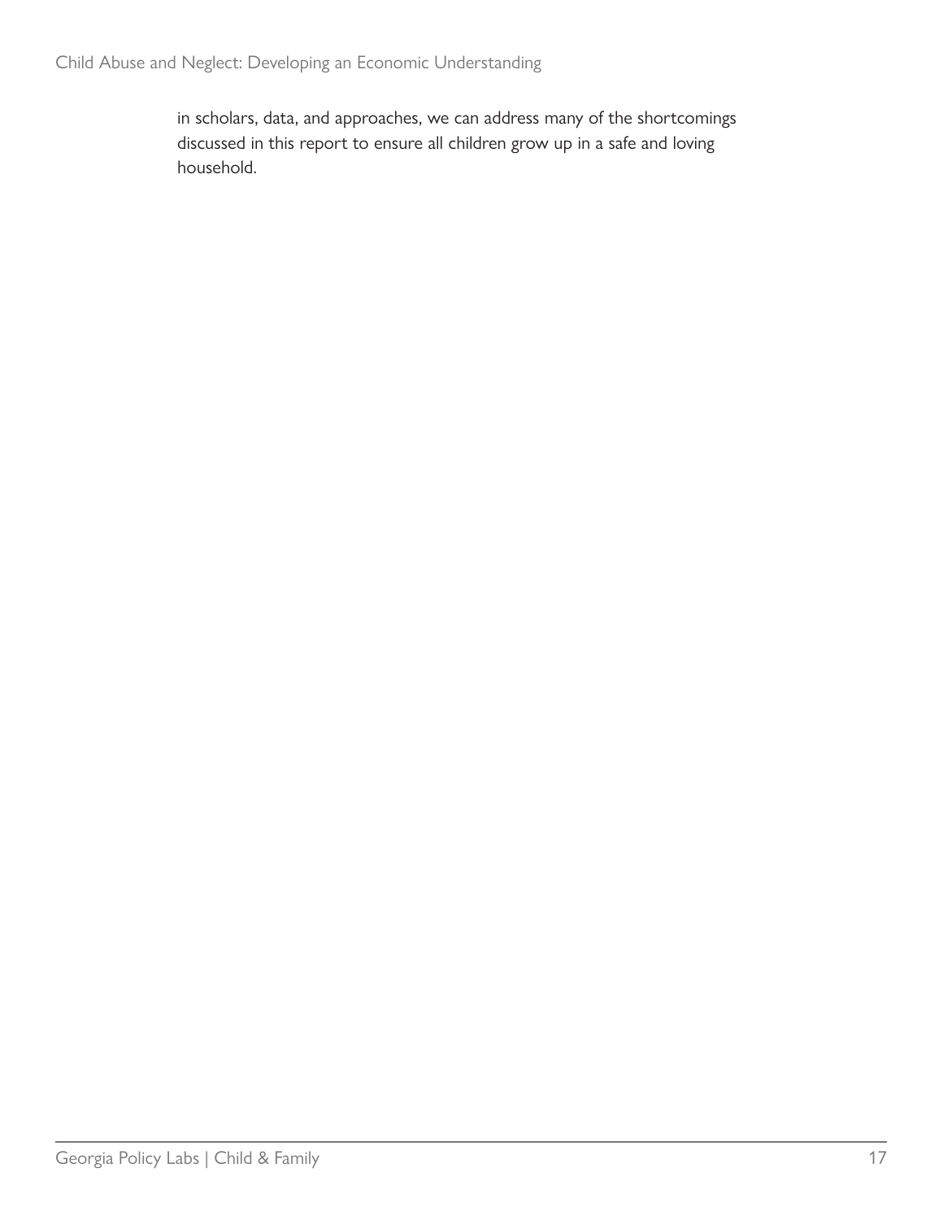in scholars, data, and approaches, we can address many of the shortcomings discussed in this report to ensure all children grow up in a safe and loving household.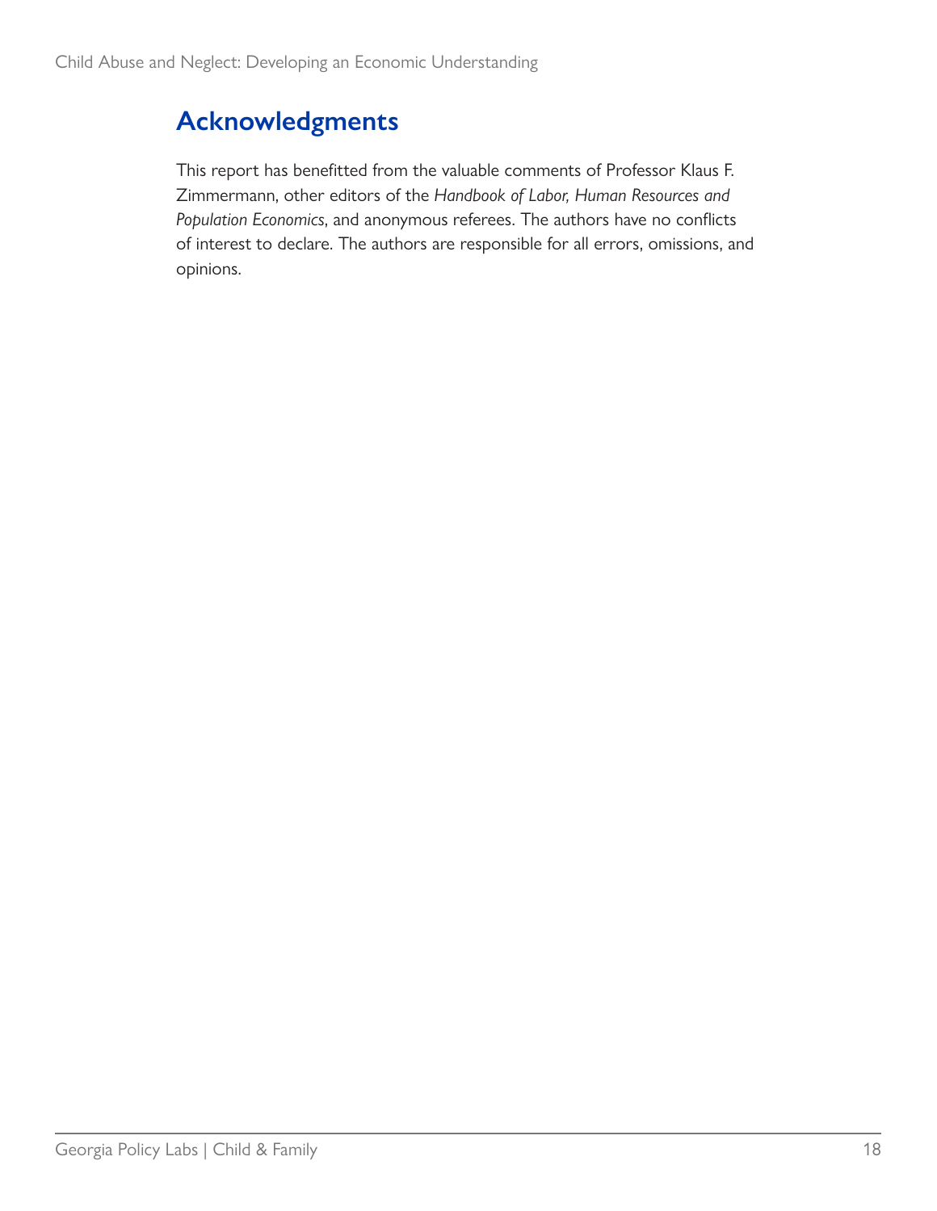## Acknowledgments

This report has benefitted from the valuable comments of Professor Klaus F. Zimmermann, other editors of the *Handbook of Labor, Human Resources and Population Economics*, and anonymous referees. The authors have no conflicts of interest to declare. The authors are responsible for all errors, omissions, and opinions.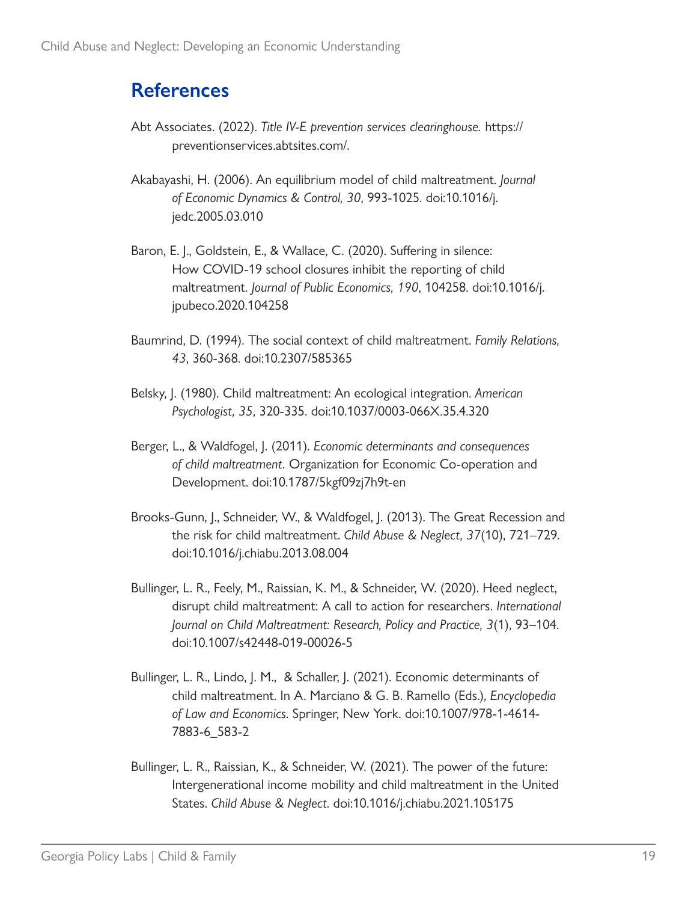## References

Abt Associates. (2022). *Title IV-E prevention services clearinghouse.* https://preventionservices.abtsites.com/.

Akabayashi, H. (2006). An equilibrium model of child maltreatment. *Journal of Economic Dynamics & Control, 30*, 993-1025. doi:10.1016/j.jedc.2005.03.010

Baron, E. J., Goldstein, E., & Wallace, C. (2020). Suffering in silence: How COVID-19 school closures inhibit the reporting of child maltreatment. *Journal of Public Economics, 190*, 104258. doi:10.1016/j.jpubeco.2020.104258

Baumrind, D. (1994). The social context of child maltreatment. *Family Relations, 43*, 360-368. doi:10.2307/585365

Belsky, J. (1980). Child maltreatment: An ecological integration. *American Psychologist, 35*, 320-335. doi:10.1037/0003-066X.35.4.320

Berger, L., & Waldfogel, J. (2011). *Economic determinants and consequences of child maltreatment.* Organization for Economic Co-operation and Development. doi:10.1787/5kgf09zj7h9t-en

Brooks-Gunn, J., Schneider, W., & Waldfogel, J. (2013). The Great Recession and the risk for child maltreatment. *Child Abuse & Neglect, 37*(10), 721–729. doi:10.1016/j.chiabu.2013.08.004

Bullinger, L. R., Feely, M., Raissian, K. M., & Schneider, W. (2020). Heed neglect, disrupt child maltreatment: A call to action for researchers. *International Journal on Child Maltreatment: Research, Policy and Practice, 3*(1), 93–104. doi:10.1007/s42448-019-00026-5

Bullinger, L. R., Lindo, J. M., & Schaller, J. (2021). Economic determinants of child maltreatment. In A. Marciano & G. B. Ramello (Eds.), *Encyclopedia of Law and Economics.* Springer, New York. doi:10.1007/978-1-4614-7883-6_583-2

Bullinger, L. R., Raissian, K., & Schneider, W. (2021). The power of the future: Intergenerational income mobility and child maltreatment in the United States. *Child Abuse & Neglect.* doi:10.1016/j.chiabu.2021.105175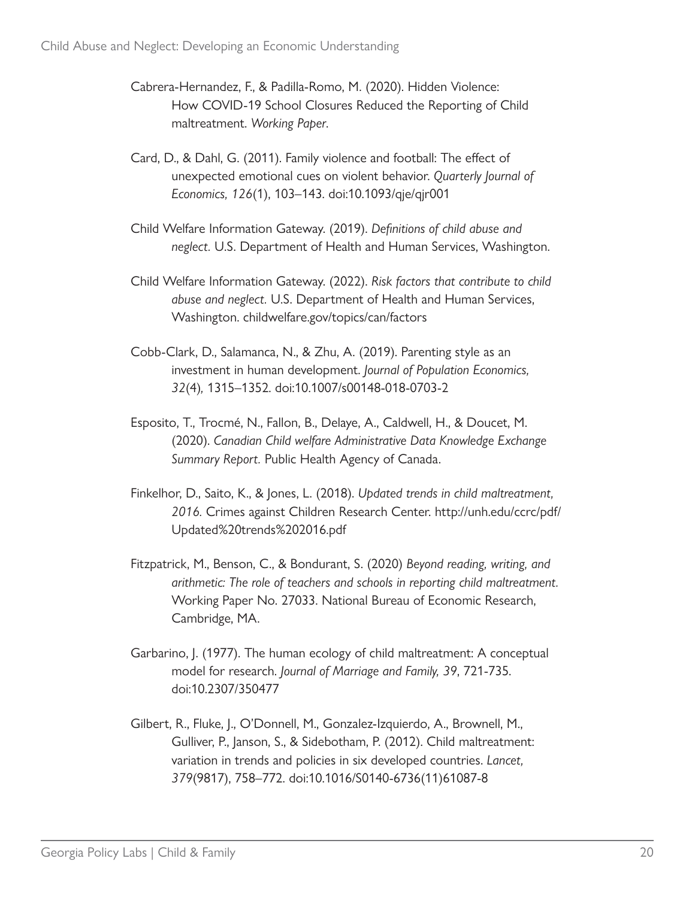Cabrera-Hernandez, F., & Padilla-Romo, M. (2020). Hidden Violence: How COVID-19 School Closures Reduced the Reporting of Child maltreatment. *Working Paper*.

Card, D., & Dahl, G. (2011). Family violence and football: The effect of unexpected emotional cues on violent behavior. *Quarterly Journal of Economics, 126*(1), 103–143. doi:10.1093/qje/qjr001

Child Welfare Information Gateway. (2019). *Definitions of child abuse and neglect*. U.S. Department of Health and Human Services, Washington.

Child Welfare Information Gateway. (2022). *Risk factors that contribute to child abuse and neglect*. U.S. Department of Health and Human Services, Washington. childwelfare.gov/topics/can/factors

Cobb-Clark, D., Salamanca, N., & Zhu, A. (2019). Parenting style as an investment in human development. *Journal of Population Economics, 32*(4), 1315–1352. doi:10.1007/s00148-018-0703-2

Esposito, T., Trocmé, N., Fallon, B., Delaye, A., Caldwell, H., & Doucet, M. (2020). *Canadian Child welfare Administrative Data Knowledge Exchange Summary Report*. Public Health Agency of Canada.

Finkelhor, D., Saito, K., & Jones, L. (2018). *Updated trends in child maltreatment, 2016*. Crimes against Children Research Center. http://unh.edu/ccrc/pdf/Updated%20trends%202016.pdf

Fitzpatrick, M., Benson, C., & Bondurant, S. (2020) *Beyond reading, writing, and arithmetic: The role of teachers and schools in reporting child maltreatment*. Working Paper No. 27033. National Bureau of Economic Research, Cambridge, MA.

Garbarino, J. (1977). The human ecology of child maltreatment: A conceptual model for research. *Journal of Marriage and Family, 39*, 721-735. doi:10.2307/350477

Gilbert, R., Fluke, J., O'Donnell, M., Gonzalez-Izquierdo, A., Brownell, M., Gulliver, P., Janson, S., & Sidebotham, P. (2012). Child maltreatment: variation in trends and policies in six developed countries. *Lancet, 379*(9817), 758–772. doi:10.1016/S0140-6736(11)61087-8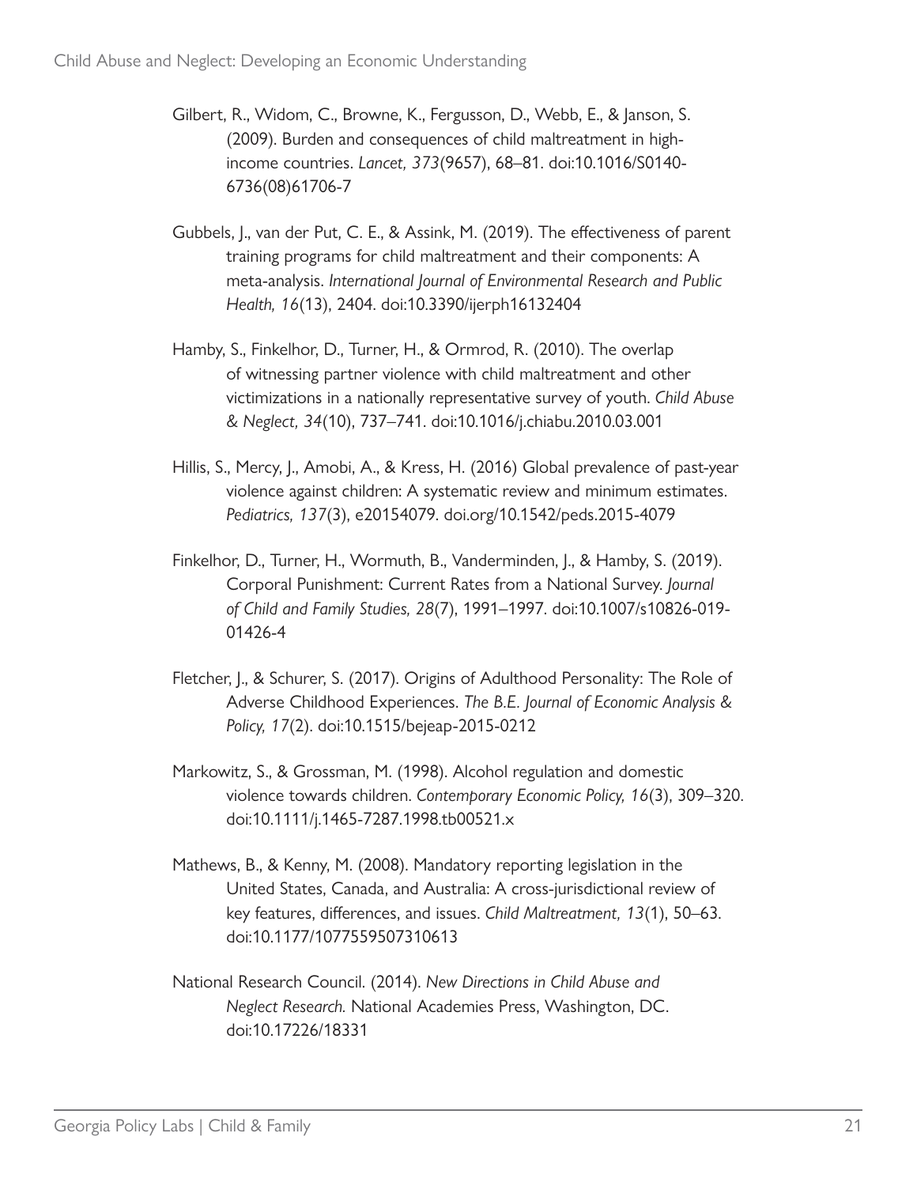Gilbert, R., Widom, C., Browne, K., Fergusson, D., Webb, E., & Janson, S. (2009). Burden and consequences of child maltreatment in high-income countries. *Lancet, 373*(9657), 68–81. doi:10.1016/S0140-6736(08)61706-7

Gubbels, J., van der Put, C. E., & Assink, M. (2019). The effectiveness of parent training programs for child maltreatment and their components: A meta-analysis. *International Journal of Environmental Research and Public Health, 16*(13), 2404. doi:10.3390/ijerph16132404

Hamby, S., Finkelhor, D., Turner, H., & Ormrod, R. (2010). The overlap of witnessing partner violence with child maltreatment and other victimizations in a nationally representative survey of youth. *Child Abuse & Neglect, 34*(10), 737–741. doi:10.1016/j.chiabu.2010.03.001

Hillis, S., Mercy, J., Amobi, A., & Kress, H. (2016) Global prevalence of past-year violence against children: A systematic review and minimum estimates. *Pediatrics, 137*(3), e20154079. doi.org/10.1542/peds.2015-4079

Finkelhor, D., Turner, H., Wormuth, B., Vanderminden, J., & Hamby, S. (2019). Corporal Punishment: Current Rates from a National Survey. *Journal of Child and Family Studies, 28*(7), 1991–1997. doi:10.1007/s10826-019-01426-4

Fletcher, J., & Schurer, S. (2017). Origins of Adulthood Personality: The Role of Adverse Childhood Experiences. *The B.E. Journal of Economic Analysis & Policy, 17*(2). doi:10.1515/bejeap-2015-0212

Markowitz, S., & Grossman, M. (1998). Alcohol regulation and domestic violence towards children. *Contemporary Economic Policy, 16*(3), 309–320. doi:10.1111/j.1465-7287.1998.tb00521.x

Mathews, B., & Kenny, M. (2008). Mandatory reporting legislation in the United States, Canada, and Australia: A cross-jurisdictional review of key features, differences, and issues. *Child Maltreatment, 13*(1), 50–63. doi:10.1177/1077559507310613

National Research Council. (2014). *New Directions in Child Abuse and Neglect Research.* National Academies Press, Washington, DC. doi:10.17226/18331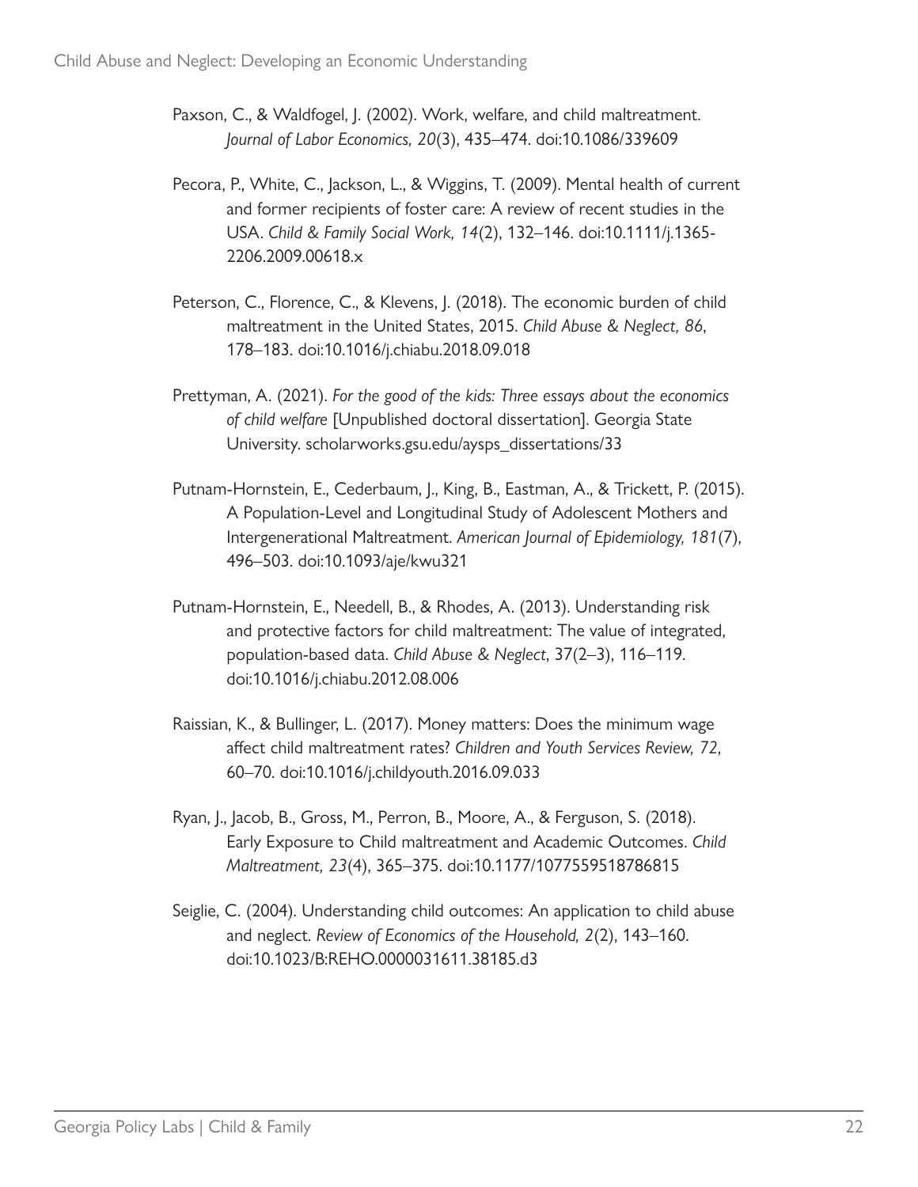Paxson, C., & Waldfogel, J. (2002). Work, welfare, and child maltreatment. *Journal of Labor Economics, 20*(3), 435–474. doi:10.1086/339609

Pecora, P., White, C., Jackson, L., & Wiggins, T. (2009). Mental health of current and former recipients of foster care: A review of recent studies in the USA. *Child & Family Social Work, 14*(2), 132–146. doi:10.1111/j.1365-2206.2009.00618.x

Peterson, C., Florence, C., & Klevens, J. (2018). The economic burden of child maltreatment in the United States, 2015. *Child Abuse & Neglect, 86*, 178–183. doi:10.1016/j.chiabu.2018.09.018

Prettyman, A. (2021). *For the good of the kids: Three essays about the economics of child welfare* [Unpublished doctoral dissertation]. Georgia State University. scholarworks.gsu.edu/aysps_dissertations/33

Putnam-Hornstein, E., Cederbaum, J., King, B., Eastman, A., & Trickett, P. (2015). A Population-Level and Longitudinal Study of Adolescent Mothers and Intergenerational Maltreatment. *American Journal of Epidemiology, 181*(7), 496–503. doi:10.1093/aje/kwu321

Putnam-Hornstein, E., Needell, B., & Rhodes, A. (2013). Understanding risk and protective factors for child maltreatment: The value of integrated, population-based data. *Child Abuse & Neglect*, 37(2–3), 116–119. doi:10.1016/j.chiabu.2012.08.006

Raissian, K., & Bullinger, L. (2017). Money matters: Does the minimum wage affect child maltreatment rates? *Children and Youth Services Review, 72*, 60–70. doi:10.1016/j.childyouth.2016.09.033

Ryan, J., Jacob, B., Gross, M., Perron, B., Moore, A., & Ferguson, S. (2018). Early Exposure to Child maltreatment and Academic Outcomes. *Child Maltreatment, 23*(4), 365–375. doi:10.1177/1077559518786815

Seiglie, C. (2004). Understanding child outcomes: An application to child abuse and neglect. *Review of Economics of the Household, 2*(2), 143–160. doi:10.1023/B:REHO.0000031611.38185.d3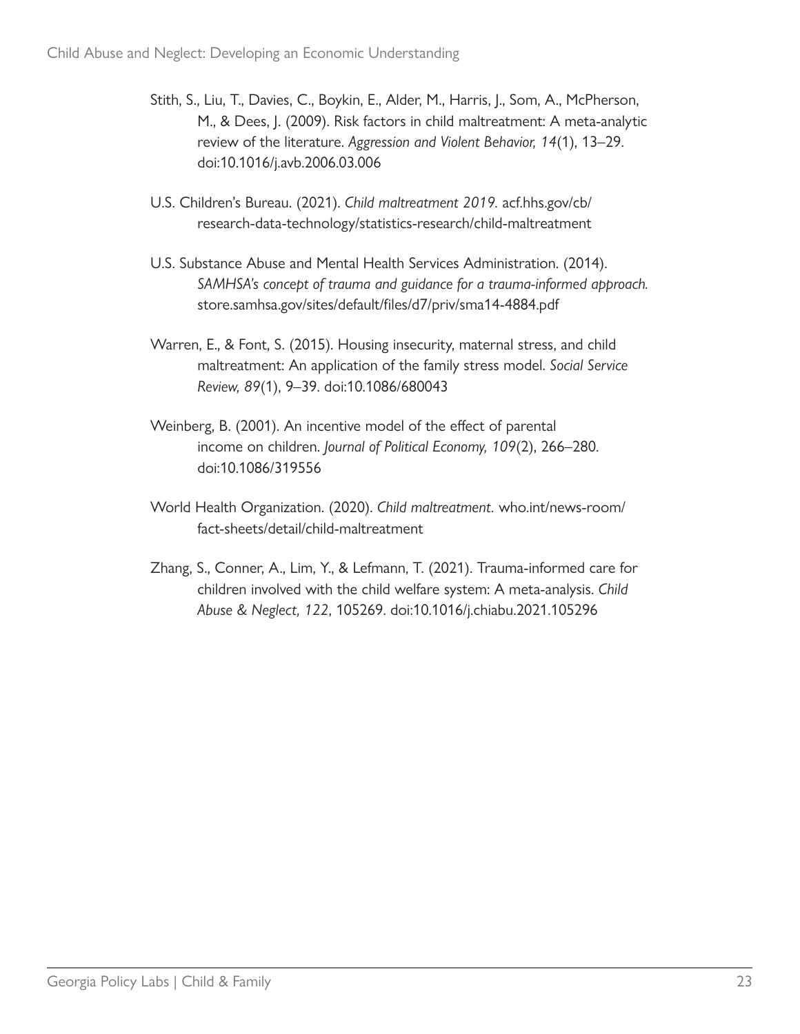Stith, S., Liu, T., Davies, C., Boykin, E., Alder, M., Harris, J., Som, A., McPherson, M., & Dees, J. (2009). Risk factors in child maltreatment: A meta-analytic review of the literature. *Aggression and Violent Behavior, 14*(1), 13–29. doi:10.1016/j.avb.2006.03.006

U.S. Children's Bureau. (2021). *Child maltreatment 2019.* acf.hhs.gov/cb/research-data-technology/statistics-research/child-maltreatment

U.S. Substance Abuse and Mental Health Services Administration. (2014). *SAMHSA's concept of trauma and guidance for a trauma-informed approach.* store.samhsa.gov/sites/default/files/d7/priv/sma14-4884.pdf

Warren, E., & Font, S. (2015). Housing insecurity, maternal stress, and child maltreatment: An application of the family stress model. *Social Service Review, 89*(1), 9–39. doi:10.1086/680043

Weinberg, B. (2001). An incentive model of the effect of parental income on children. *Journal of Political Economy, 109*(2), 266–280. doi:10.1086/319556

World Health Organization. (2020). *Child maltreatment.* who.int/news-room/fact-sheets/detail/child-maltreatment

Zhang, S., Conner, A., Lim, Y., & Lefmann, T. (2021). Trauma-informed care for children involved with the child welfare system: A meta-analysis. *Child Abuse & Neglect, 122*, 105269. doi:10.1016/j.chiabu.2021.105296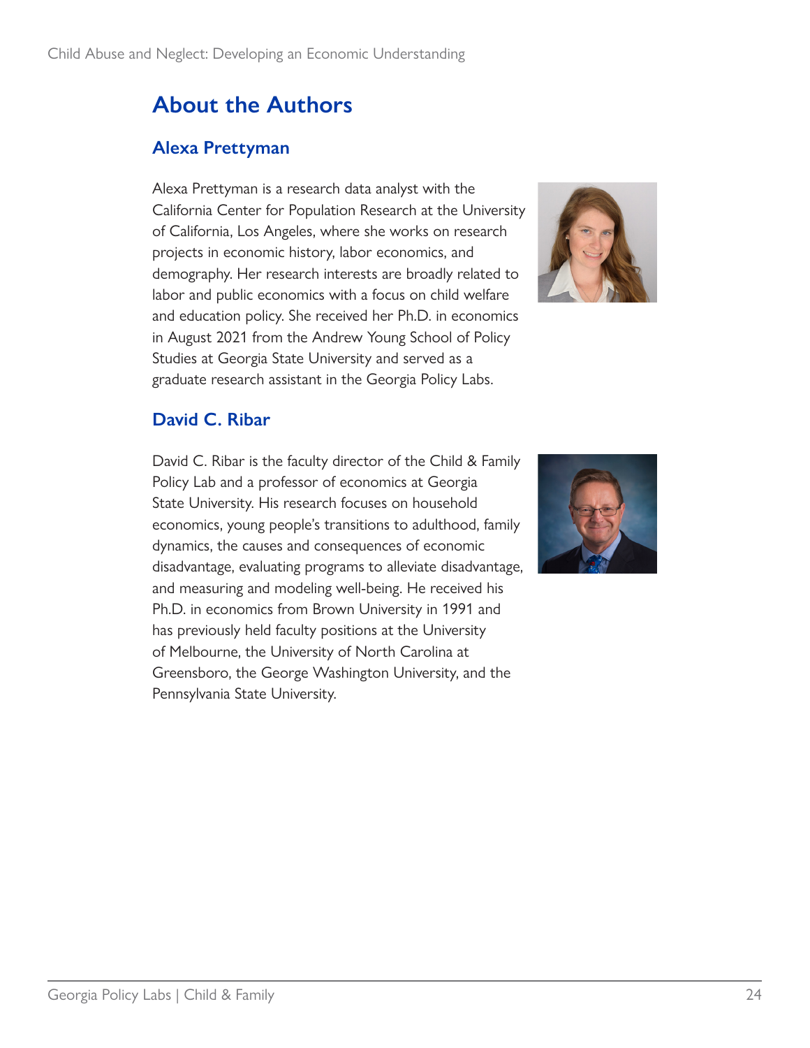## About the Authors

### Alexa Prettyman

Alexa Prettyman is a research data analyst with the California Center for Population Research at the University of California, Los Angeles, where she works on research projects in economic history, labor economics, and demography. Her research interests are broadly related to labor and public economics with a focus on child welfare and education policy. She received her Ph.D. in economics in August 2021 from the Andrew Young School of Policy Studies at Georgia State University and served as a graduate research assistant in the Georgia Policy Labs.

### David C. Ribar

David C. Ribar is the faculty director of the Child & Family Policy Lab and a professor of economics at Georgia State University. His research focuses on household economics, young people's transitions to adulthood, family dynamics, the causes and consequences of economic disadvantage, evaluating programs to alleviate disadvantage, and measuring and modeling well-being. He received his Ph.D. in economics from Brown University in 1991 and has previously held faculty positions at the University of Melbourne, the University of North Carolina at Greensboro, the George Washington University, and the Pennsylvania State University.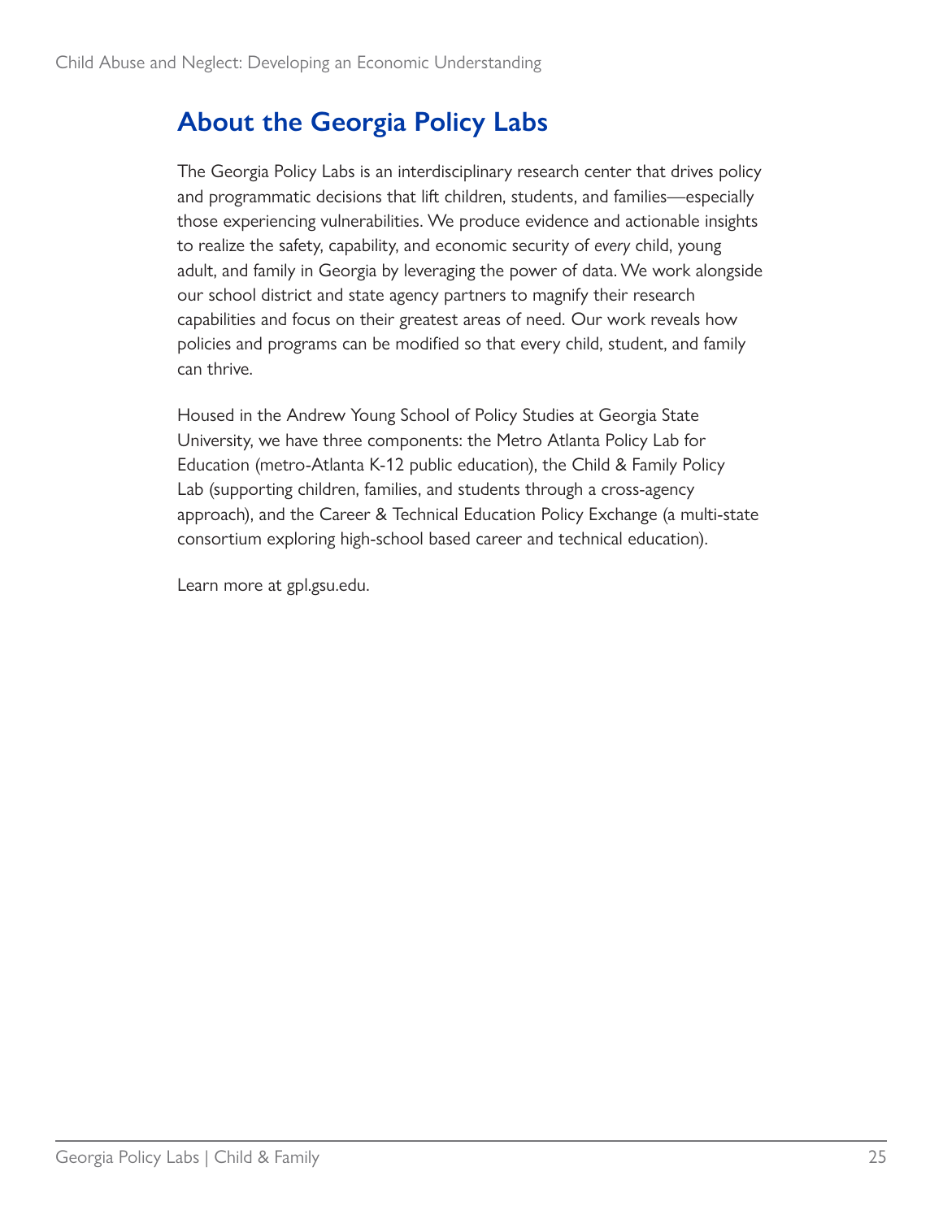## About the Georgia Policy Labs

The Georgia Policy Labs is an interdisciplinary research center that drives policy and programmatic decisions that lift children, students, and families—especially those experiencing vulnerabilities. We produce evidence and actionable insights to realize the safety, capability, and economic security of *every* child, young adult, and family in Georgia by leveraging the power of data. We work alongside our school district and state agency partners to magnify their research capabilities and focus on their greatest areas of need. Our work reveals how policies and programs can be modified so that every child, student, and family can thrive.

Housed in the Andrew Young School of Policy Studies at Georgia State University, we have three components: the Metro Atlanta Policy Lab for Education (metro-Atlanta K-12 public education), the Child & Family Policy Lab (supporting children, families, and students through a cross-agency approach), and the Career & Technical Education Policy Exchange (a multi-state consortium exploring high-school based career and technical education).

Learn more at gpl.gsu.edu.